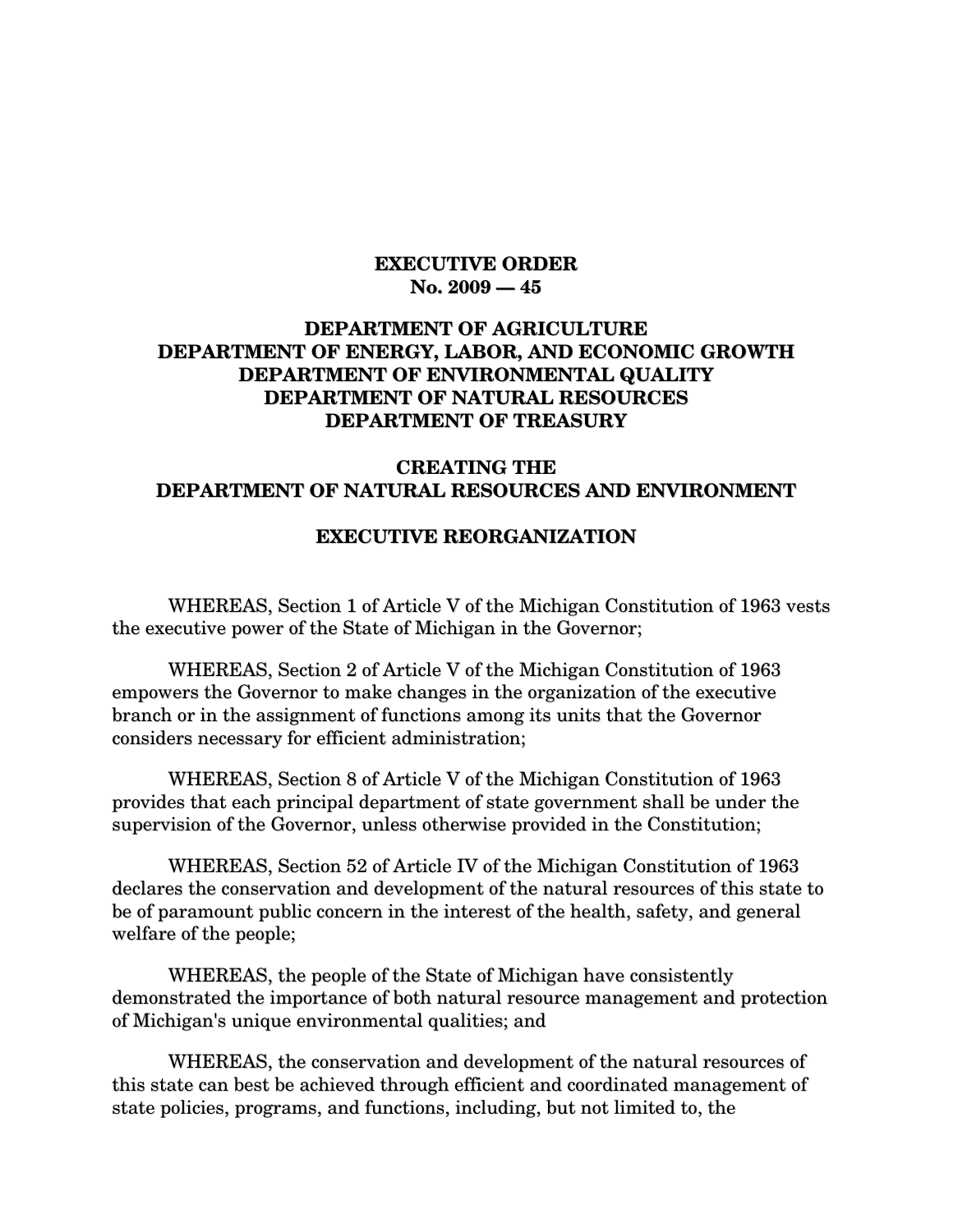# EXECUTIVE ORDER
# No. 2009 — 45

## DEPARTMENT OF AGRICULTURE
## DEPARTMENT OF ENERGY, LABOR, AND ECONOMIC GROWTH
## DEPARTMENT OF ENVIRONMENTAL QUALITY
## DEPARTMENT OF NATURAL RESOURCES
## DEPARTMENT OF TREASURY

## CREATING THE
## DEPARTMENT OF NATURAL RESOURCES AND ENVIRONMENT

## EXECUTIVE REORGANIZATION

WHEREAS, Section 1 of Article V of the Michigan Constitution of 1963 vests the executive power of the State of Michigan in the Governor;

WHEREAS, Section 2 of Article V of the Michigan Constitution of 1963 empowers the Governor to make changes in the organization of the executive branch or in the assignment of functions among its units that the Governor considers necessary for efficient administration;

WHEREAS, Section 8 of Article V of the Michigan Constitution of 1963 provides that each principal department of state government shall be under the supervision of the Governor, unless otherwise provided in the Constitution;

WHEREAS, Section 52 of Article IV of the Michigan Constitution of 1963 declares the conservation and development of the natural resources of this state to be of paramount public concern in the interest of the health, safety, and general welfare of the people;

WHEREAS, the people of the State of Michigan have consistently demonstrated the importance of both natural resource management and protection of Michigan's unique environmental qualities; and

WHEREAS, the conservation and development of the natural resources of this state can best be achieved through efficient and coordinated management of state policies, programs, and functions, including, but not limited to, the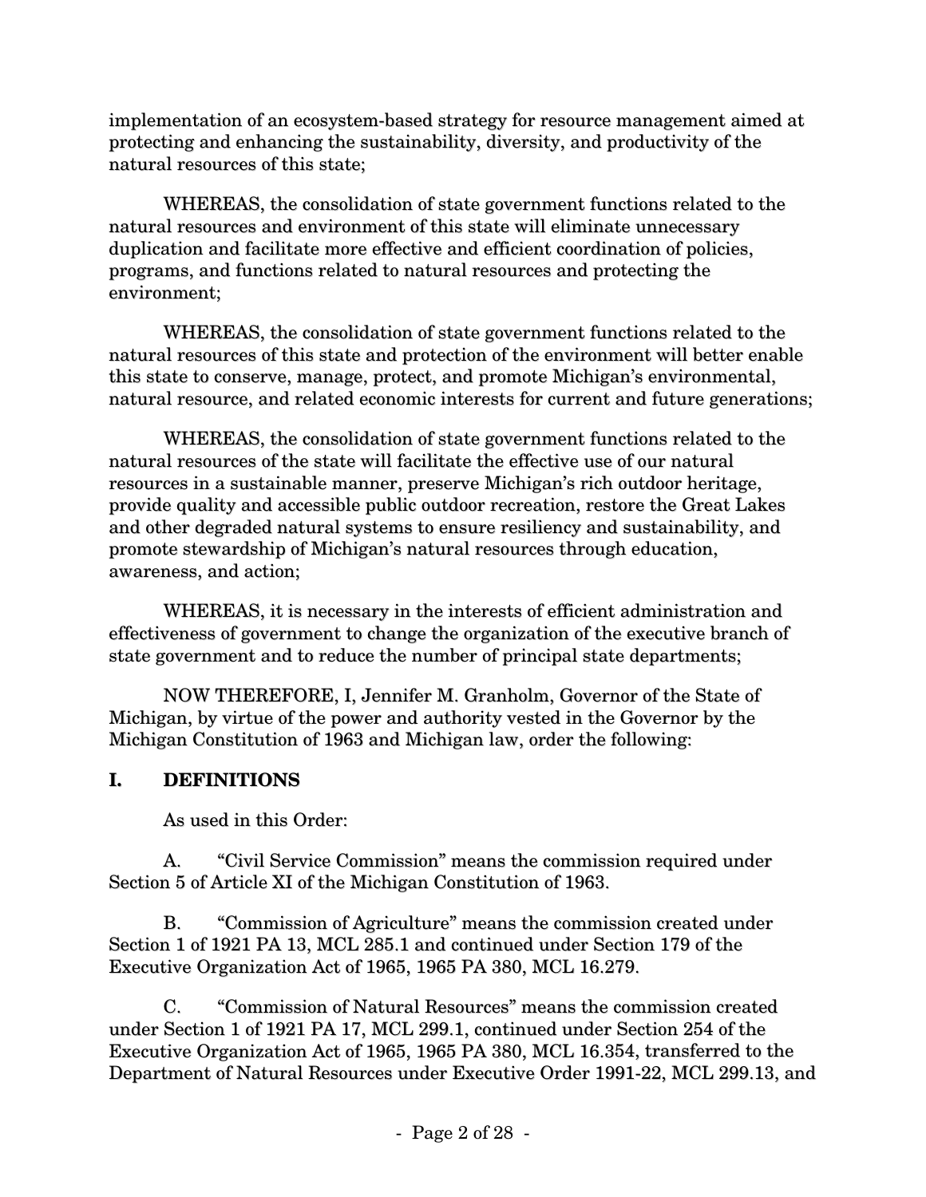implementation of an ecosystem-based strategy for resource management aimed at protecting and enhancing the sustainability, diversity, and productivity of the natural resources of this state;

WHEREAS, the consolidation of state government functions related to the natural resources and environment of this state will eliminate unnecessary duplication and facilitate more effective and efficient coordination of policies, programs, and functions related to natural resources and protecting the environment;

WHEREAS, the consolidation of state government functions related to the natural resources of this state and protection of the environment will better enable this state to conserve, manage, protect, and promote Michigan's environmental, natural resource, and related economic interests for current and future generations;

WHEREAS, the consolidation of state government functions related to the natural resources of the state will facilitate the effective use of our natural resources in a sustainable manner, preserve Michigan's rich outdoor heritage, provide quality and accessible public outdoor recreation, restore the Great Lakes and other degraded natural systems to ensure resiliency and sustainability, and promote stewardship of Michigan's natural resources through education, awareness, and action;

WHEREAS, it is necessary in the interests of efficient administration and effectiveness of government to change the organization of the executive branch of state government and to reduce the number of principal state departments;

NOW THEREFORE, I, Jennifer M. Granholm, Governor of the State of Michigan, by virtue of the power and authority vested in the Governor by the Michigan Constitution of 1963 and Michigan law, order the following:

## I. DEFINITIONS

As used in this Order:

A. "Civil Service Commission" means the commission required under Section 5 of Article XI of the Michigan Constitution of 1963.

B. "Commission of Agriculture" means the commission created under Section 1 of 1921 PA 13, MCL 285.1 and continued under Section 179 of the Executive Organization Act of 1965, 1965 PA 380, MCL 16.279.

C. "Commission of Natural Resources" means the commission created under Section 1 of 1921 PA 17, MCL 299.1, continued under Section 254 of the Executive Organization Act of 1965, 1965 PA 380, MCL 16.354, transferred to the Department of Natural Resources under Executive Order 1991-22, MCL 299.13, and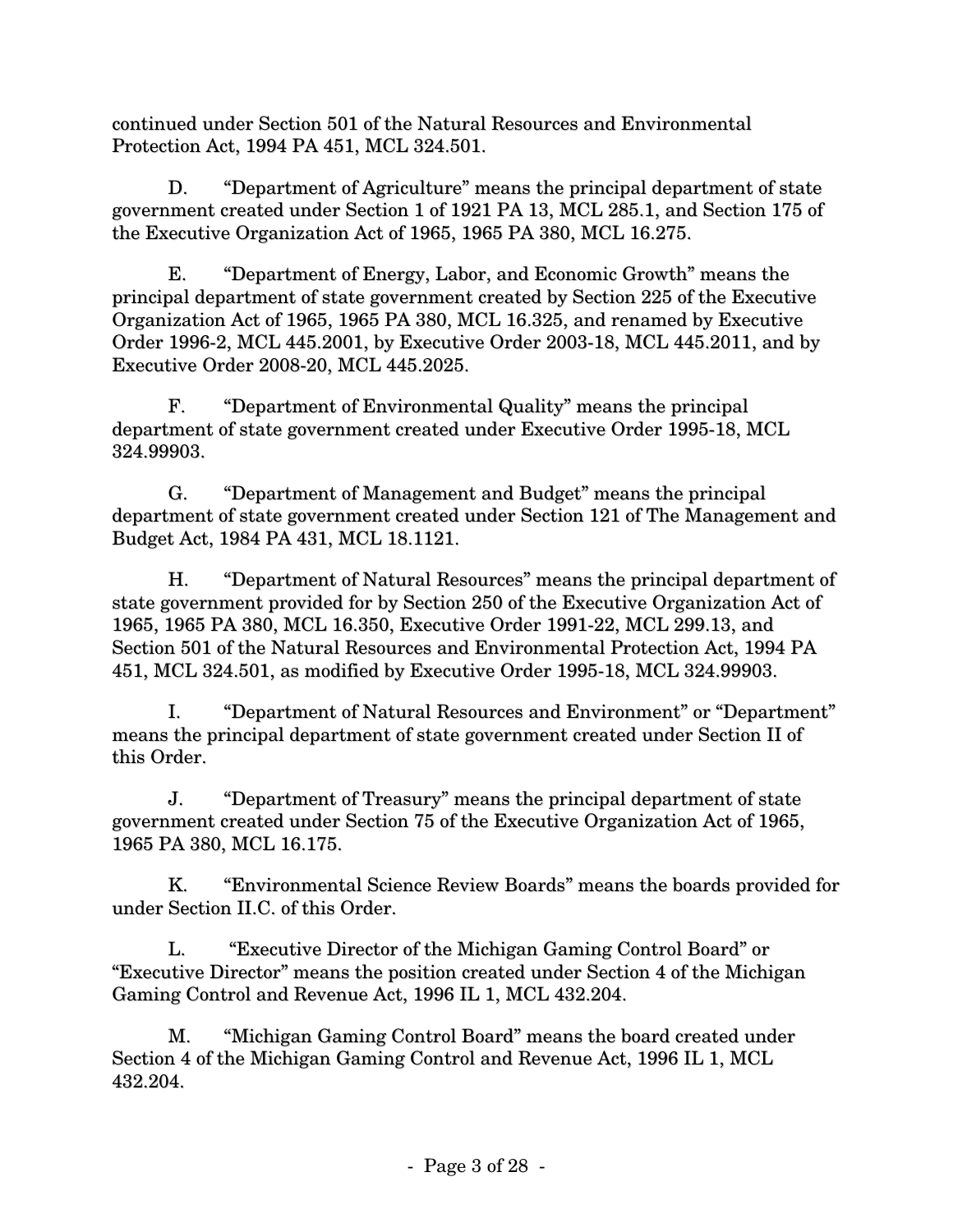continued under Section 501 of the Natural Resources and Environmental Protection Act, 1994 PA 451, MCL 324.501.

D. "Department of Agriculture" means the principal department of state government created under Section 1 of 1921 PA 13, MCL 285.1, and Section 175 of the Executive Organization Act of 1965, 1965 PA 380, MCL 16.275.

E. "Department of Energy, Labor, and Economic Growth" means the principal department of state government created by Section 225 of the Executive Organization Act of 1965, 1965 PA 380, MCL 16.325, and renamed by Executive Order 1996-2, MCL 445.2001, by Executive Order 2003-18, MCL 445.2011, and by Executive Order 2008-20, MCL 445.2025.

F. "Department of Environmental Quality" means the principal department of state government created under Executive Order 1995-18, MCL 324.99903.

G. "Department of Management and Budget" means the principal department of state government created under Section 121 of The Management and Budget Act, 1984 PA 431, MCL 18.1121.

H. "Department of Natural Resources" means the principal department of state government provided for by Section 250 of the Executive Organization Act of 1965, 1965 PA 380, MCL 16.350, Executive Order 1991-22, MCL 299.13, and Section 501 of the Natural Resources and Environmental Protection Act, 1994 PA 451, MCL 324.501, as modified by Executive Order 1995-18, MCL 324.99903.

I. "Department of Natural Resources and Environment" or "Department" means the principal department of state government created under Section II of this Order.

J. "Department of Treasury" means the principal department of state government created under Section 75 of the Executive Organization Act of 1965, 1965 PA 380, MCL 16.175.

K. "Environmental Science Review Boards" means the boards provided for under Section II.C. of this Order.

L. "Executive Director of the Michigan Gaming Control Board" or "Executive Director" means the position created under Section 4 of the Michigan Gaming Control and Revenue Act, 1996 IL 1, MCL 432.204.

M. "Michigan Gaming Control Board" means the board created under Section 4 of the Michigan Gaming Control and Revenue Act, 1996 IL 1, MCL 432.204.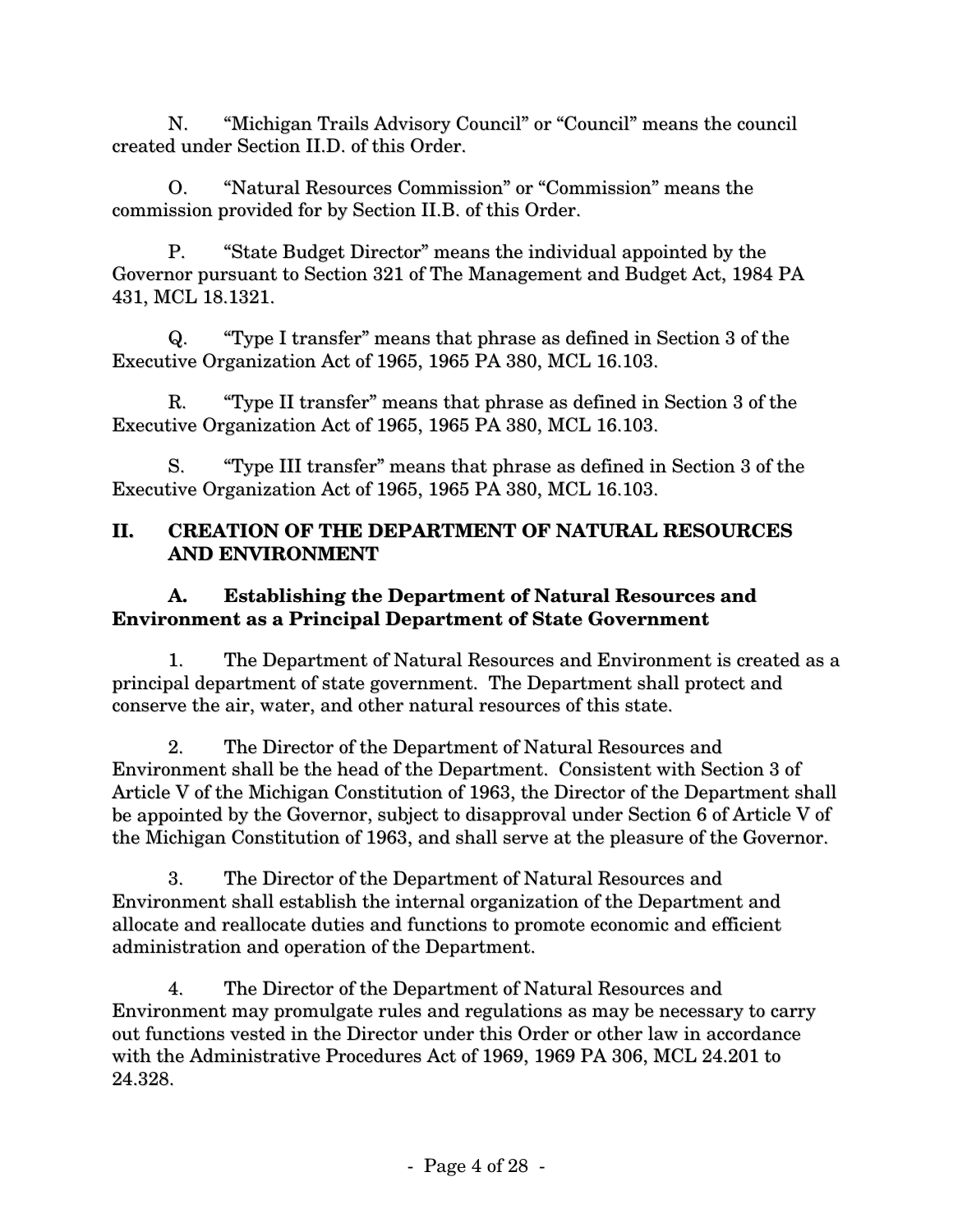N. “Michigan Trails Advisory Council” or “Council” means the council created under Section II.D. of this Order.

O. “Natural Resources Commission” or “Commission” means the commission provided for by Section II.B. of this Order.

P. “State Budget Director” means the individual appointed by the Governor pursuant to Section 321 of The Management and Budget Act, 1984 PA 431, MCL 18.1321.

Q. “Type I transfer” means that phrase as defined in Section 3 of the Executive Organization Act of 1965, 1965 PA 380, MCL 16.103.

R. “Type II transfer” means that phrase as defined in Section 3 of the Executive Organization Act of 1965, 1965 PA 380, MCL 16.103.

S. “Type III transfer” means that phrase as defined in Section 3 of the Executive Organization Act of 1965, 1965 PA 380, MCL 16.103.

## II. CREATION OF THE DEPARTMENT OF NATURAL RESOURCES AND ENVIRONMENT

### A. Establishing the Department of Natural Resources and Environment as a Principal Department of State Government

1. The Department of Natural Resources and Environment is created as a principal department of state government. The Department shall protect and conserve the air, water, and other natural resources of this state.

2. The Director of the Department of Natural Resources and Environment shall be the head of the Department. Consistent with Section 3 of Article V of the Michigan Constitution of 1963, the Director of the Department shall be appointed by the Governor, subject to disapproval under Section 6 of Article V of the Michigan Constitution of 1963, and shall serve at the pleasure of the Governor.

3. The Director of the Department of Natural Resources and Environment shall establish the internal organization of the Department and allocate and reallocate duties and functions to promote economic and efficient administration and operation of the Department.

4. The Director of the Department of Natural Resources and Environment may promulgate rules and regulations as may be necessary to carry out functions vested in the Director under this Order or other law in accordance with the Administrative Procedures Act of 1969, 1969 PA 306, MCL 24.201 to 24.328.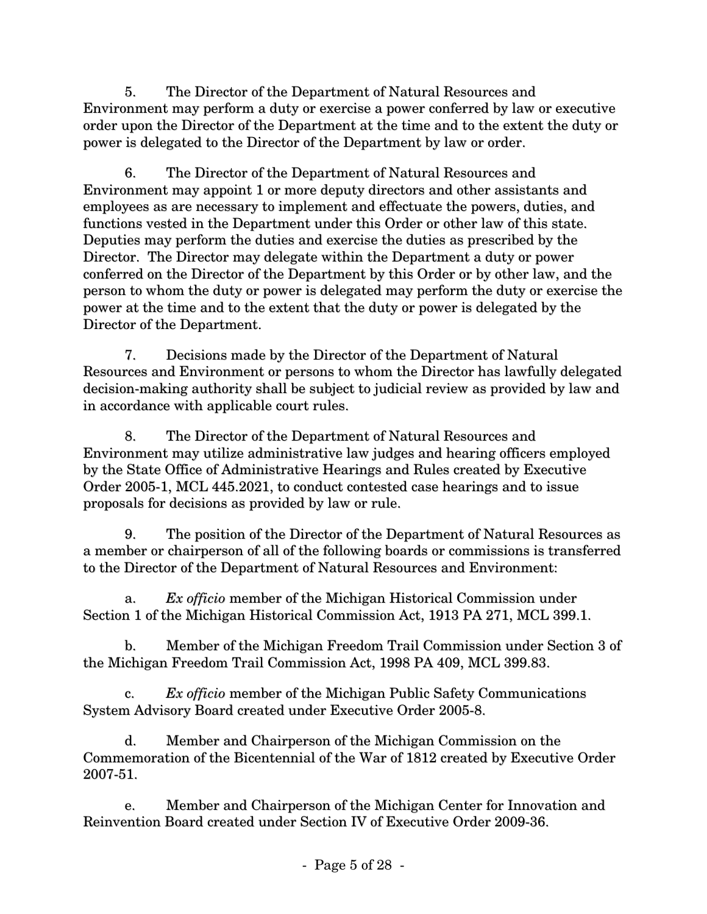5. The Director of the Department of Natural Resources and Environment may perform a duty or exercise a power conferred by law or executive order upon the Director of the Department at the time and to the extent the duty or power is delegated to the Director of the Department by law or order.

6. The Director of the Department of Natural Resources and Environment may appoint 1 or more deputy directors and other assistants and employees as are necessary to implement and effectuate the powers, duties, and functions vested in the Department under this Order or other law of this state. Deputies may perform the duties and exercise the duties as prescribed by the Director. The Director may delegate within the Department a duty or power conferred on the Director of the Department by this Order or by other law, and the person to whom the duty or power is delegated may perform the duty or exercise the power at the time and to the extent that the duty or power is delegated by the Director of the Department.

7. Decisions made by the Director of the Department of Natural Resources and Environment or persons to whom the Director has lawfully delegated decision-making authority shall be subject to judicial review as provided by law and in accordance with applicable court rules.

8. The Director of the Department of Natural Resources and Environment may utilize administrative law judges and hearing officers employed by the State Office of Administrative Hearings and Rules created by Executive Order 2005-1, MCL 445.2021, to conduct contested case hearings and to issue proposals for decisions as provided by law or rule.

9. The position of the Director of the Department of Natural Resources as a member or chairperson of all of the following boards or commissions is transferred to the Director of the Department of Natural Resources and Environment:

a. *Ex officio* member of the Michigan Historical Commission under Section 1 of the Michigan Historical Commission Act, 1913 PA 271, MCL 399.1.

b. Member of the Michigan Freedom Trail Commission under Section 3 of the Michigan Freedom Trail Commission Act, 1998 PA 409, MCL 399.83.

c. *Ex officio* member of the Michigan Public Safety Communications System Advisory Board created under Executive Order 2005-8.

d. Member and Chairperson of the Michigan Commission on the Commemoration of the Bicentennial of the War of 1812 created by Executive Order 2007-51.

e. Member and Chairperson of the Michigan Center for Innovation and Reinvention Board created under Section IV of Executive Order 2009-36.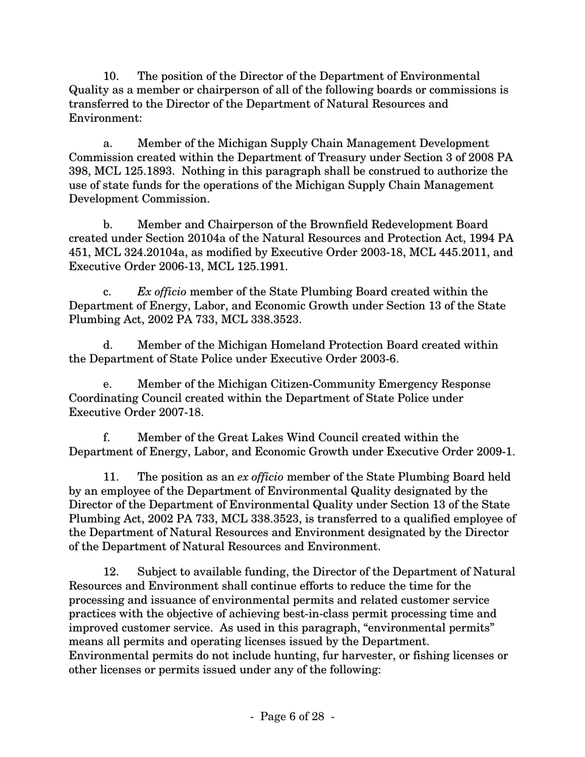10. The position of the Director of the Department of Environmental Quality as a member or chairperson of all of the following boards or commissions is transferred to the Director of the Department of Natural Resources and Environment:

a. Member of the Michigan Supply Chain Management Development Commission created within the Department of Treasury under Section 3 of 2008 PA 398, MCL 125.1893. Nothing in this paragraph shall be construed to authorize the use of state funds for the operations of the Michigan Supply Chain Management Development Commission.

b. Member and Chairperson of the Brownfield Redevelopment Board created under Section 20104a of the Natural Resources and Protection Act, 1994 PA 451, MCL 324.20104a, as modified by Executive Order 2003-18, MCL 445.2011, and Executive Order 2006-13, MCL 125.1991.

c. *Ex officio* member of the State Plumbing Board created within the Department of Energy, Labor, and Economic Growth under Section 13 of the State Plumbing Act, 2002 PA 733, MCL 338.3523.

d. Member of the Michigan Homeland Protection Board created within the Department of State Police under Executive Order 2003-6.

e. Member of the Michigan Citizen-Community Emergency Response Coordinating Council created within the Department of State Police under Executive Order 2007-18.

f. Member of the Great Lakes Wind Council created within the Department of Energy, Labor, and Economic Growth under Executive Order 2009-1.

11. The position as an *ex officio* member of the State Plumbing Board held by an employee of the Department of Environmental Quality designated by the Director of the Department of Environmental Quality under Section 13 of the State Plumbing Act, 2002 PA 733, MCL 338.3523, is transferred to a qualified employee of the Department of Natural Resources and Environment designated by the Director of the Department of Natural Resources and Environment.

12. Subject to available funding, the Director of the Department of Natural Resources and Environment shall continue efforts to reduce the time for the processing and issuance of environmental permits and related customer service practices with the objective of achieving best-in-class permit processing time and improved customer service. As used in this paragraph, "environmental permits" means all permits and operating licenses issued by the Department. Environmental permits do not include hunting, fur harvester, or fishing licenses or other licenses or permits issued under any of the following: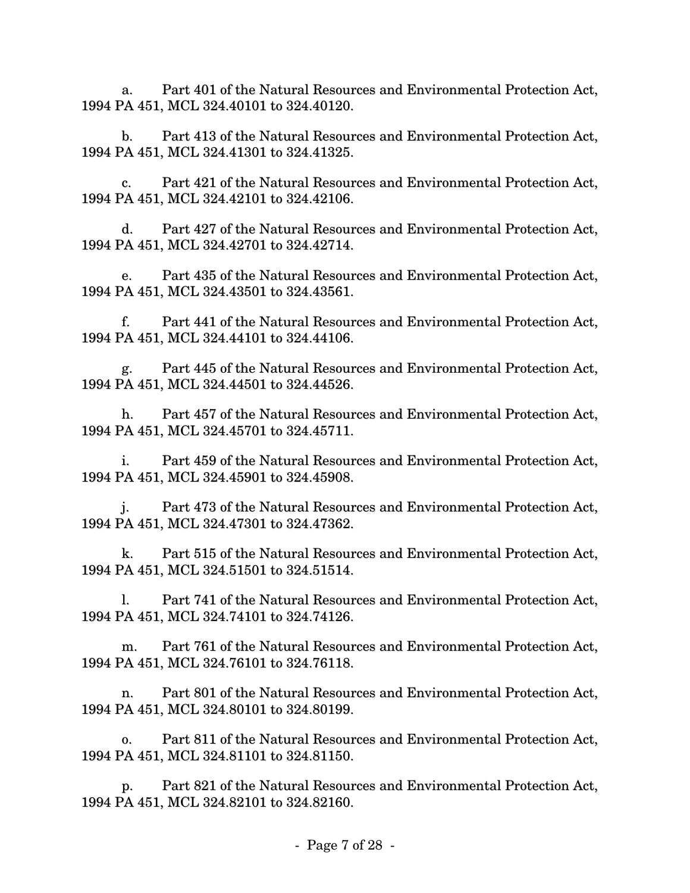a. Part 401 of the Natural Resources and Environmental Protection Act, 1994 PA 451, MCL 324.40101 to 324.40120.

b. Part 413 of the Natural Resources and Environmental Protection Act, 1994 PA 451, MCL 324.41301 to 324.41325.

c. Part 421 of the Natural Resources and Environmental Protection Act, 1994 PA 451, MCL 324.42101 to 324.42106.

d. Part 427 of the Natural Resources and Environmental Protection Act, 1994 PA 451, MCL 324.42701 to 324.42714.

e. Part 435 of the Natural Resources and Environmental Protection Act, 1994 PA 451, MCL 324.43501 to 324.43561.

f. Part 441 of the Natural Resources and Environmental Protection Act, 1994 PA 451, MCL 324.44101 to 324.44106.

g. Part 445 of the Natural Resources and Environmental Protection Act, 1994 PA 451, MCL 324.44501 to 324.44526.

h. Part 457 of the Natural Resources and Environmental Protection Act, 1994 PA 451, MCL 324.45701 to 324.45711.

i. Part 459 of the Natural Resources and Environmental Protection Act, 1994 PA 451, MCL 324.45901 to 324.45908.

j. Part 473 of the Natural Resources and Environmental Protection Act, 1994 PA 451, MCL 324.47301 to 324.47362.

k. Part 515 of the Natural Resources and Environmental Protection Act, 1994 PA 451, MCL 324.51501 to 324.51514.

l. Part 741 of the Natural Resources and Environmental Protection Act, 1994 PA 451, MCL 324.74101 to 324.74126.

m. Part 761 of the Natural Resources and Environmental Protection Act, 1994 PA 451, MCL 324.76101 to 324.76118.

n. Part 801 of the Natural Resources and Environmental Protection Act, 1994 PA 451, MCL 324.80101 to 324.80199.

o. Part 811 of the Natural Resources and Environmental Protection Act, 1994 PA 451, MCL 324.81101 to 324.81150.

p. Part 821 of the Natural Resources and Environmental Protection Act, 1994 PA 451, MCL 324.82101 to 324.82160.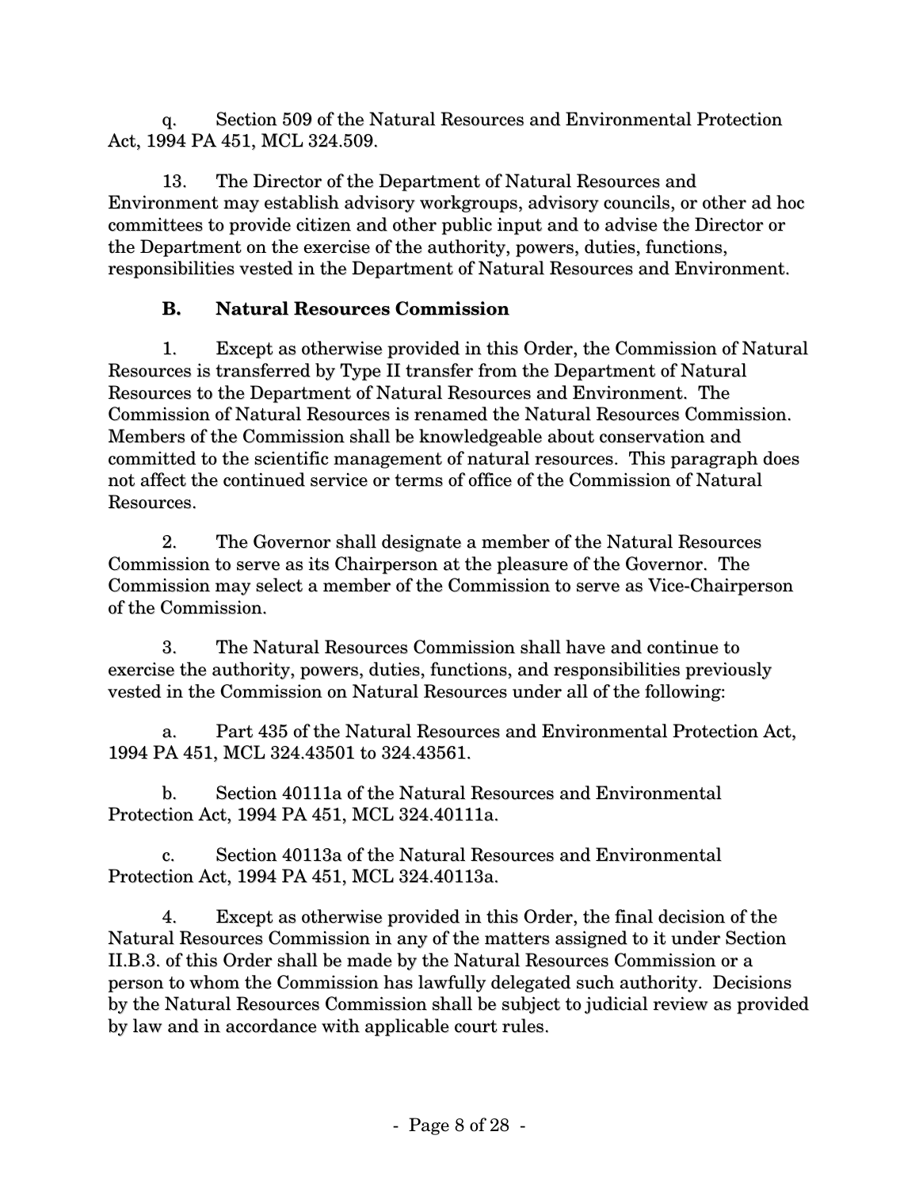q. Section 509 of the Natural Resources and Environmental Protection Act, 1994 PA 451, MCL 324.509.

13. The Director of the Department of Natural Resources and Environment may establish advisory workgroups, advisory councils, or other ad hoc committees to provide citizen and other public input and to advise the Director or the Department on the exercise of the authority, powers, duties, functions, responsibilities vested in the Department of Natural Resources and Environment.

### B. Natural Resources Commission

1. Except as otherwise provided in this Order, the Commission of Natural Resources is transferred by Type II transfer from the Department of Natural Resources to the Department of Natural Resources and Environment. The Commission of Natural Resources is renamed the Natural Resources Commission. Members of the Commission shall be knowledgeable about conservation and committed to the scientific management of natural resources. This paragraph does not affect the continued service or terms of office of the Commission of Natural Resources.

2. The Governor shall designate a member of the Natural Resources Commission to serve as its Chairperson at the pleasure of the Governor. The Commission may select a member of the Commission to serve as Vice-Chairperson of the Commission.

3. The Natural Resources Commission shall have and continue to exercise the authority, powers, duties, functions, and responsibilities previously vested in the Commission on Natural Resources under all of the following:

a. Part 435 of the Natural Resources and Environmental Protection Act, 1994 PA 451, MCL 324.43501 to 324.43561.

b. Section 40111a of the Natural Resources and Environmental Protection Act, 1994 PA 451, MCL 324.40111a.

c. Section 40113a of the Natural Resources and Environmental Protection Act, 1994 PA 451, MCL 324.40113a.

4. Except as otherwise provided in this Order, the final decision of the Natural Resources Commission in any of the matters assigned to it under Section II.B.3. of this Order shall be made by the Natural Resources Commission or a person to whom the Commission has lawfully delegated such authority. Decisions by the Natural Resources Commission shall be subject to judicial review as provided by law and in accordance with applicable court rules.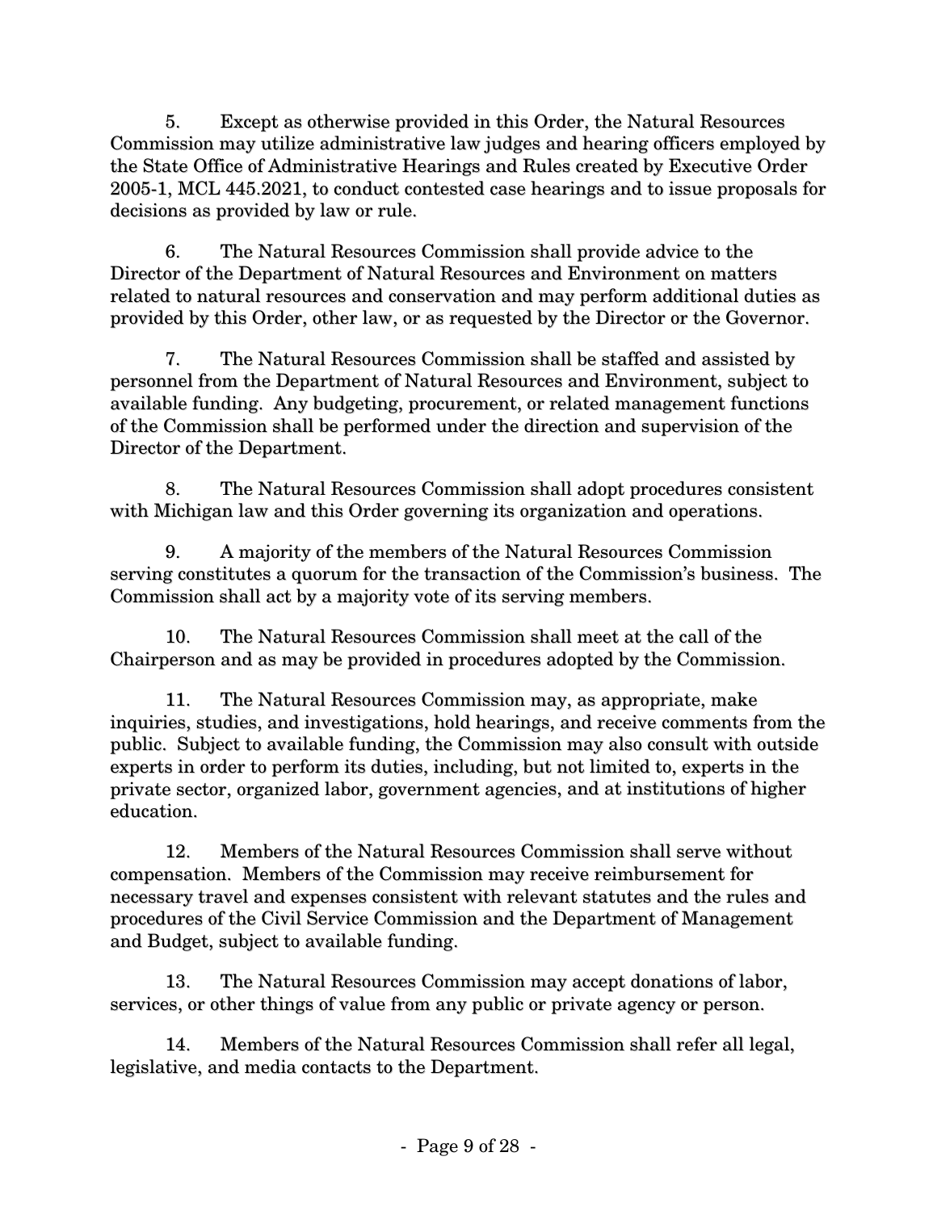5. Except as otherwise provided in this Order, the Natural Resources Commission may utilize administrative law judges and hearing officers employed by the State Office of Administrative Hearings and Rules created by Executive Order 2005-1, MCL 445.2021, to conduct contested case hearings and to issue proposals for decisions as provided by law or rule.

6. The Natural Resources Commission shall provide advice to the Director of the Department of Natural Resources and Environment on matters related to natural resources and conservation and may perform additional duties as provided by this Order, other law, or as requested by the Director or the Governor.

7. The Natural Resources Commission shall be staffed and assisted by personnel from the Department of Natural Resources and Environment, subject to available funding. Any budgeting, procurement, or related management functions of the Commission shall be performed under the direction and supervision of the Director of the Department.

8. The Natural Resources Commission shall adopt procedures consistent with Michigan law and this Order governing its organization and operations.

9. A majority of the members of the Natural Resources Commission serving constitutes a quorum for the transaction of the Commission's business. The Commission shall act by a majority vote of its serving members.

10. The Natural Resources Commission shall meet at the call of the Chairperson and as may be provided in procedures adopted by the Commission.

11. The Natural Resources Commission may, as appropriate, make inquiries, studies, and investigations, hold hearings, and receive comments from the public. Subject to available funding, the Commission may also consult with outside experts in order to perform its duties, including, but not limited to, experts in the private sector, organized labor, government agencies, and at institutions of higher education.

12. Members of the Natural Resources Commission shall serve without compensation. Members of the Commission may receive reimbursement for necessary travel and expenses consistent with relevant statutes and the rules and procedures of the Civil Service Commission and the Department of Management and Budget, subject to available funding.

13. The Natural Resources Commission may accept donations of labor, services, or other things of value from any public or private agency or person.

14. Members of the Natural Resources Commission shall refer all legal, legislative, and media contacts to the Department.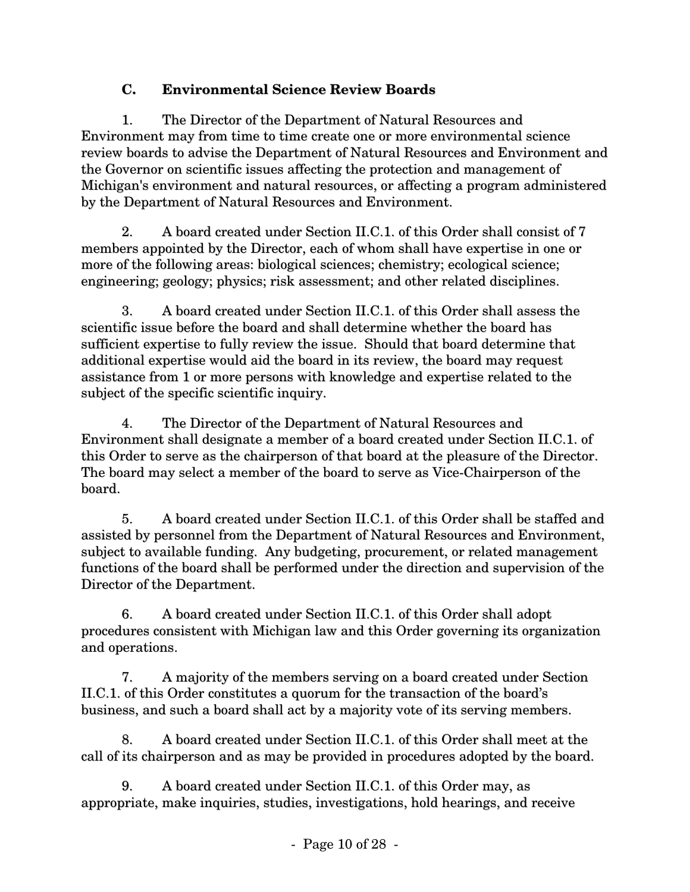### C. Environmental Science Review Boards

1. The Director of the Department of Natural Resources and Environment may from time to time create one or more environmental science review boards to advise the Department of Natural Resources and Environment and the Governor on scientific issues affecting the protection and management of Michigan's environment and natural resources, or affecting a program administered by the Department of Natural Resources and Environment.

2. A board created under Section II.C.1. of this Order shall consist of 7 members appointed by the Director, each of whom shall have expertise in one or more of the following areas: biological sciences; chemistry; ecological science; engineering; geology; physics; risk assessment; and other related disciplines.

3. A board created under Section II.C.1. of this Order shall assess the scientific issue before the board and shall determine whether the board has sufficient expertise to fully review the issue. Should that board determine that additional expertise would aid the board in its review, the board may request assistance from 1 or more persons with knowledge and expertise related to the subject of the specific scientific inquiry.

4. The Director of the Department of Natural Resources and Environment shall designate a member of a board created under Section II.C.1. of this Order to serve as the chairperson of that board at the pleasure of the Director. The board may select a member of the board to serve as Vice-Chairperson of the board.

5. A board created under Section II.C.1. of this Order shall be staffed and assisted by personnel from the Department of Natural Resources and Environment, subject to available funding. Any budgeting, procurement, or related management functions of the board shall be performed under the direction and supervision of the Director of the Department.

6. A board created under Section II.C.1. of this Order shall adopt procedures consistent with Michigan law and this Order governing its organization and operations.

7. A majority of the members serving on a board created under Section II.C.1. of this Order constitutes a quorum for the transaction of the board's business, and such a board shall act by a majority vote of its serving members.

8. A board created under Section II.C.1. of this Order shall meet at the call of its chairperson and as may be provided in procedures adopted by the board.

9. A board created under Section II.C.1. of this Order may, as appropriate, make inquiries, studies, investigations, hold hearings, and receive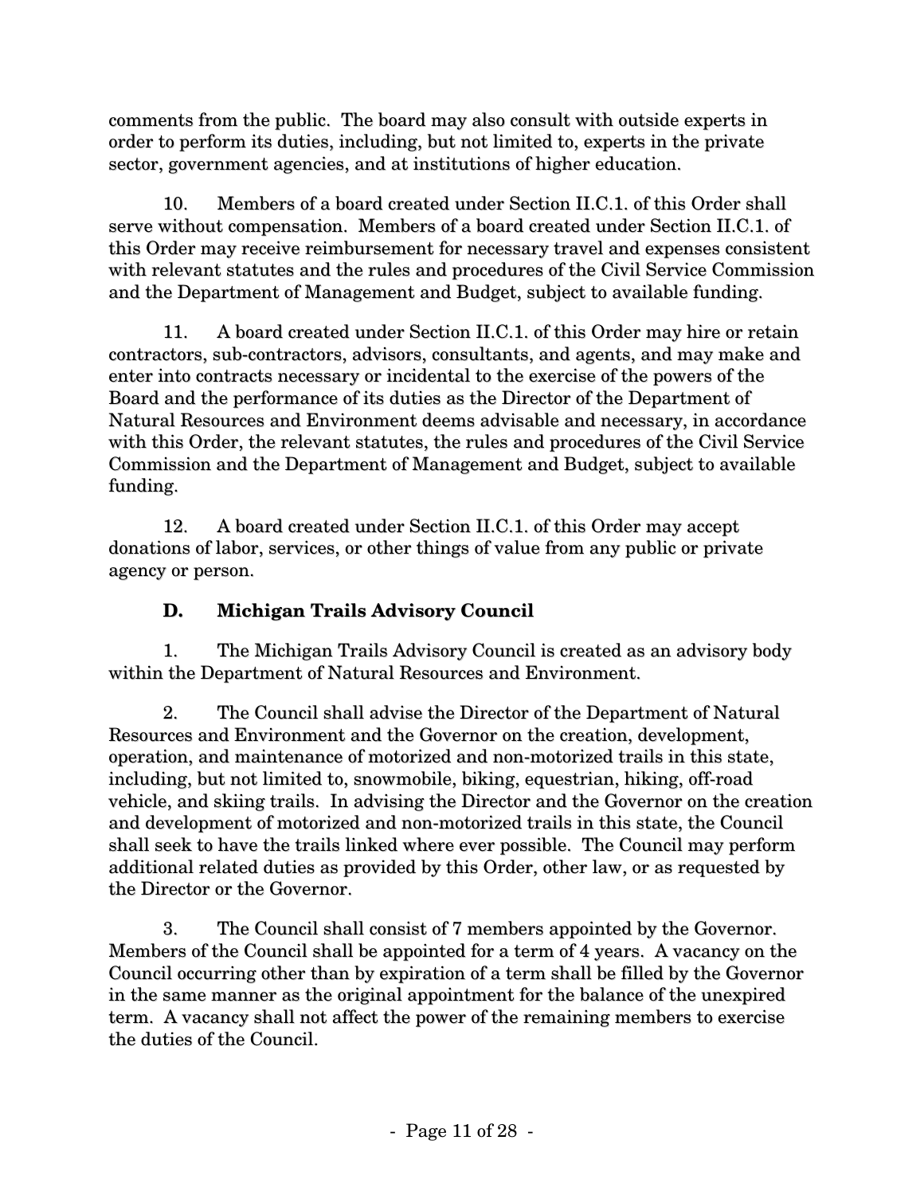comments from the public. The board may also consult with outside experts in order to perform its duties, including, but not limited to, experts in the private sector, government agencies, and at institutions of higher education.

10. Members of a board created under Section II.C.1. of this Order shall serve without compensation. Members of a board created under Section II.C.1. of this Order may receive reimbursement for necessary travel and expenses consistent with relevant statutes and the rules and procedures of the Civil Service Commission and the Department of Management and Budget, subject to available funding.

11. A board created under Section II.C.1. of this Order may hire or retain contractors, sub-contractors, advisors, consultants, and agents, and may make and enter into contracts necessary or incidental to the exercise of the powers of the Board and the performance of its duties as the Director of the Department of Natural Resources and Environment deems advisable and necessary, in accordance with this Order, the relevant statutes, the rules and procedures of the Civil Service Commission and the Department of Management and Budget, subject to available funding.

12. A board created under Section II.C.1. of this Order may accept donations of labor, services, or other things of value from any public or private agency or person.

### D. Michigan Trails Advisory Council

1. The Michigan Trails Advisory Council is created as an advisory body within the Department of Natural Resources and Environment.

2. The Council shall advise the Director of the Department of Natural Resources and Environment and the Governor on the creation, development, operation, and maintenance of motorized and non-motorized trails in this state, including, but not limited to, snowmobile, biking, equestrian, hiking, off-road vehicle, and skiing trails. In advising the Director and the Governor on the creation and development of motorized and non-motorized trails in this state, the Council shall seek to have the trails linked where ever possible. The Council may perform additional related duties as provided by this Order, other law, or as requested by the Director or the Governor.

3. The Council shall consist of 7 members appointed by the Governor. Members of the Council shall be appointed for a term of 4 years. A vacancy on the Council occurring other than by expiration of a term shall be filled by the Governor in the same manner as the original appointment for the balance of the unexpired term. A vacancy shall not affect the power of the remaining members to exercise the duties of the Council.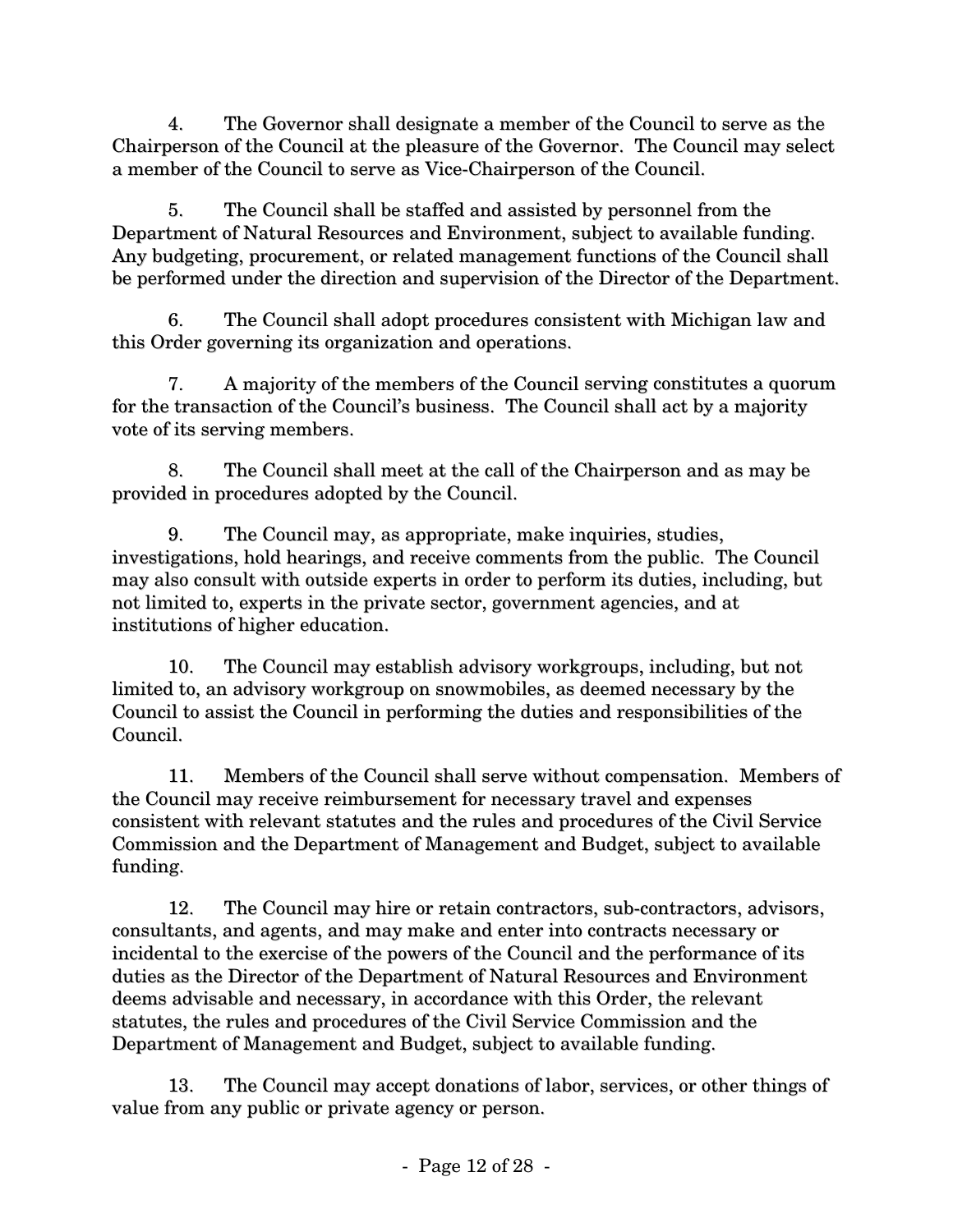4. The Governor shall designate a member of the Council to serve as the Chairperson of the Council at the pleasure of the Governor. The Council may select a member of the Council to serve as Vice-Chairperson of the Council.

5. The Council shall be staffed and assisted by personnel from the Department of Natural Resources and Environment, subject to available funding. Any budgeting, procurement, or related management functions of the Council shall be performed under the direction and supervision of the Director of the Department.

6. The Council shall adopt procedures consistent with Michigan law and this Order governing its organization and operations.

7. A majority of the members of the Council serving constitutes a quorum for the transaction of the Council's business. The Council shall act by a majority vote of its serving members.

8. The Council shall meet at the call of the Chairperson and as may be provided in procedures adopted by the Council.

9. The Council may, as appropriate, make inquiries, studies, investigations, hold hearings, and receive comments from the public. The Council may also consult with outside experts in order to perform its duties, including, but not limited to, experts in the private sector, government agencies, and at institutions of higher education.

10. The Council may establish advisory workgroups, including, but not limited to, an advisory workgroup on snowmobiles, as deemed necessary by the Council to assist the Council in performing the duties and responsibilities of the Council.

11. Members of the Council shall serve without compensation. Members of the Council may receive reimbursement for necessary travel and expenses consistent with relevant statutes and the rules and procedures of the Civil Service Commission and the Department of Management and Budget, subject to available funding.

12. The Council may hire or retain contractors, sub-contractors, advisors, consultants, and agents, and may make and enter into contracts necessary or incidental to the exercise of the powers of the Council and the performance of its duties as the Director of the Department of Natural Resources and Environment deems advisable and necessary, in accordance with this Order, the relevant statutes, the rules and procedures of the Civil Service Commission and the Department of Management and Budget, subject to available funding.

13. The Council may accept donations of labor, services, or other things of value from any public or private agency or person.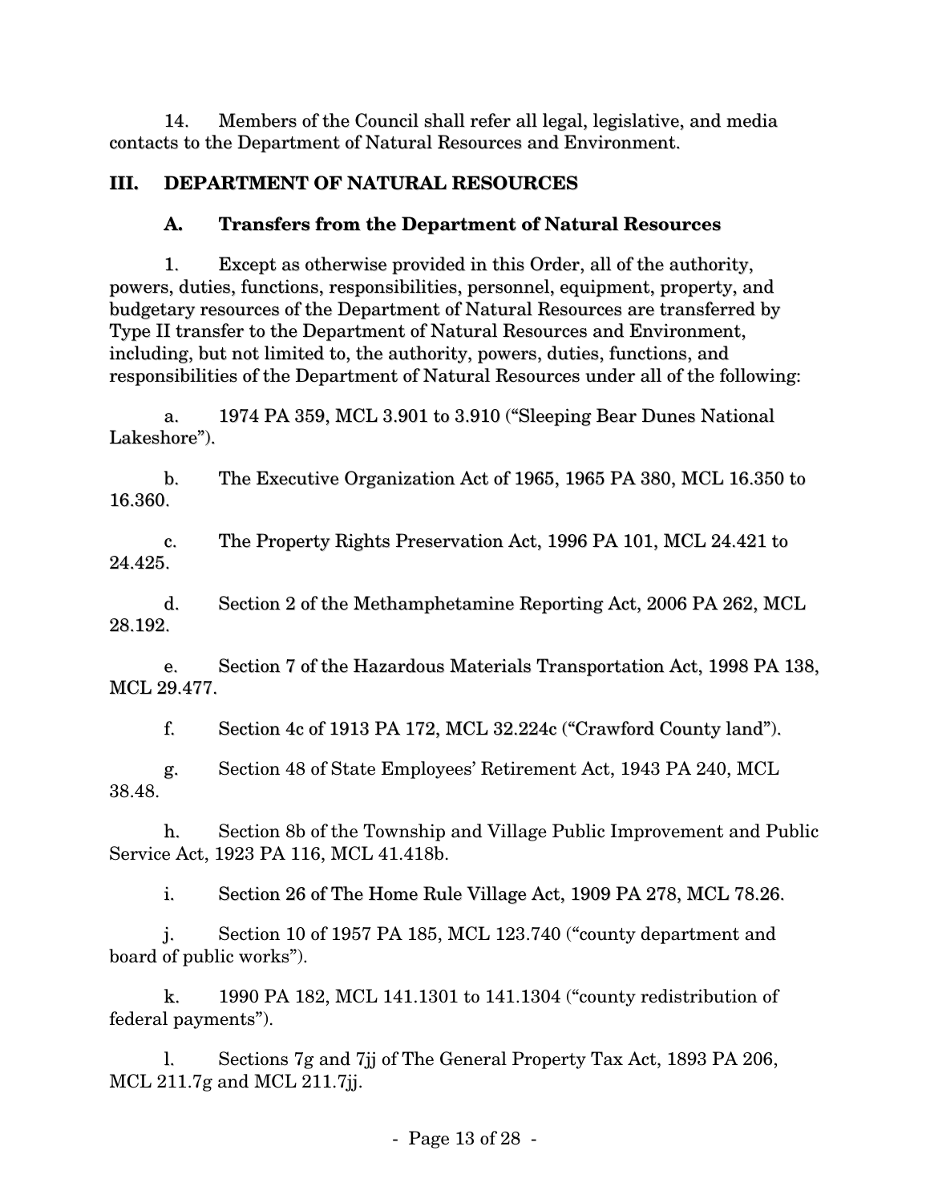14. Members of the Council shall refer all legal, legislative, and media contacts to the Department of Natural Resources and Environment.

## III. DEPARTMENT OF NATURAL RESOURCES

### A. Transfers from the Department of Natural Resources

1. Except as otherwise provided in this Order, all of the authority, powers, duties, functions, responsibilities, personnel, equipment, property, and budgetary resources of the Department of Natural Resources are transferred by Type II transfer to the Department of Natural Resources and Environment, including, but not limited to, the authority, powers, duties, functions, and responsibilities of the Department of Natural Resources under all of the following:

a. 1974 PA 359, MCL 3.901 to 3.910 ("Sleeping Bear Dunes National Lakeshore").

b. The Executive Organization Act of 1965, 1965 PA 380, MCL 16.350 to 16.360.

c. The Property Rights Preservation Act, 1996 PA 101, MCL 24.421 to 24.425.

d. Section 2 of the Methamphetamine Reporting Act, 2006 PA 262, MCL 28.192.

e. Section 7 of the Hazardous Materials Transportation Act, 1998 PA 138, MCL 29.477.

f. Section 4c of 1913 PA 172, MCL 32.224c ("Crawford County land").

g. Section 48 of State Employees' Retirement Act, 1943 PA 240, MCL 38.48.

h. Section 8b of the Township and Village Public Improvement and Public Service Act, 1923 PA 116, MCL 41.418b.

i. Section 26 of The Home Rule Village Act, 1909 PA 278, MCL 78.26.

j. Section 10 of 1957 PA 185, MCL 123.740 ("county department and board of public works").

k. 1990 PA 182, MCL 141.1301 to 141.1304 ("county redistribution of federal payments").

l. Sections 7g and 7jj of The General Property Tax Act, 1893 PA 206, MCL 211.7g and MCL 211.7jj.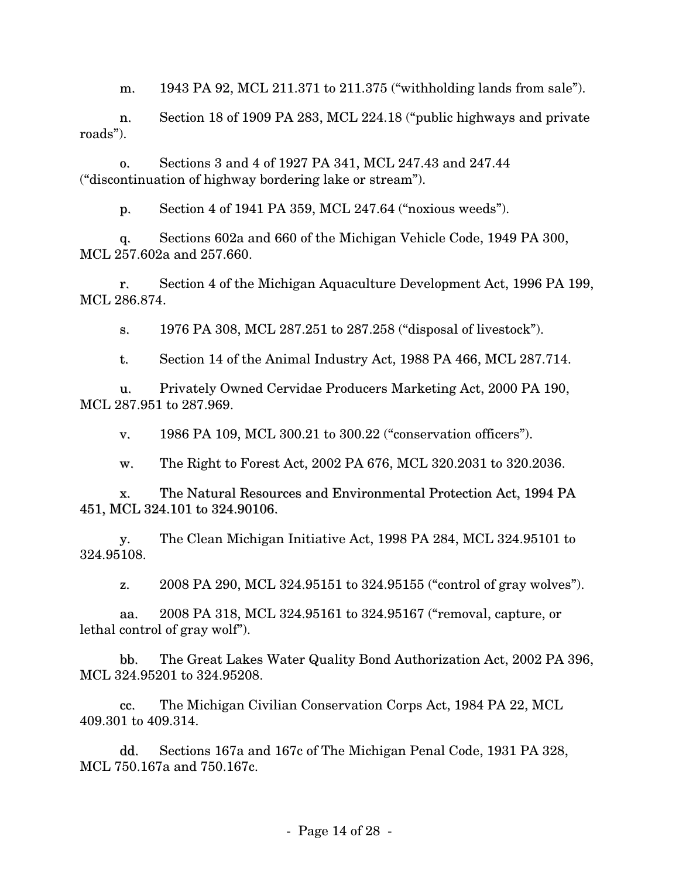m. 1943 PA 92, MCL 211.371 to 211.375 ("withholding lands from sale").

n. Section 18 of 1909 PA 283, MCL 224.18 ("public highways and private roads").

o. Sections 3 and 4 of 1927 PA 341, MCL 247.43 and 247.44 ("discontinuation of highway bordering lake or stream").

p. Section 4 of 1941 PA 359, MCL 247.64 ("noxious weeds").

q. Sections 602a and 660 of the Michigan Vehicle Code, 1949 PA 300, MCL 257.602a and 257.660.

r. Section 4 of the Michigan Aquaculture Development Act, 1996 PA 199, MCL 286.874.

s. 1976 PA 308, MCL 287.251 to 287.258 ("disposal of livestock").

t. Section 14 of the Animal Industry Act, 1988 PA 466, MCL 287.714.

u. Privately Owned Cervidae Producers Marketing Act, 2000 PA 190, MCL 287.951 to 287.969.

v. 1986 PA 109, MCL 300.21 to 300.22 ("conservation officers").

w. The Right to Forest Act, 2002 PA 676, MCL 320.2031 to 320.2036.

x. The Natural Resources and Environmental Protection Act, 1994 PA 451, MCL 324.101 to 324.90106.

y. The Clean Michigan Initiative Act, 1998 PA 284, MCL 324.95101 to 324.95108.

z. 2008 PA 290, MCL 324.95151 to 324.95155 ("control of gray wolves").

aa. 2008 PA 318, MCL 324.95161 to 324.95167 ("removal, capture, or lethal control of gray wolf").

bb. The Great Lakes Water Quality Bond Authorization Act, 2002 PA 396, MCL 324.95201 to 324.95208.

cc. The Michigan Civilian Conservation Corps Act, 1984 PA 22, MCL 409.301 to 409.314.

dd. Sections 167a and 167c of The Michigan Penal Code, 1931 PA 328, MCL 750.167a and 750.167c.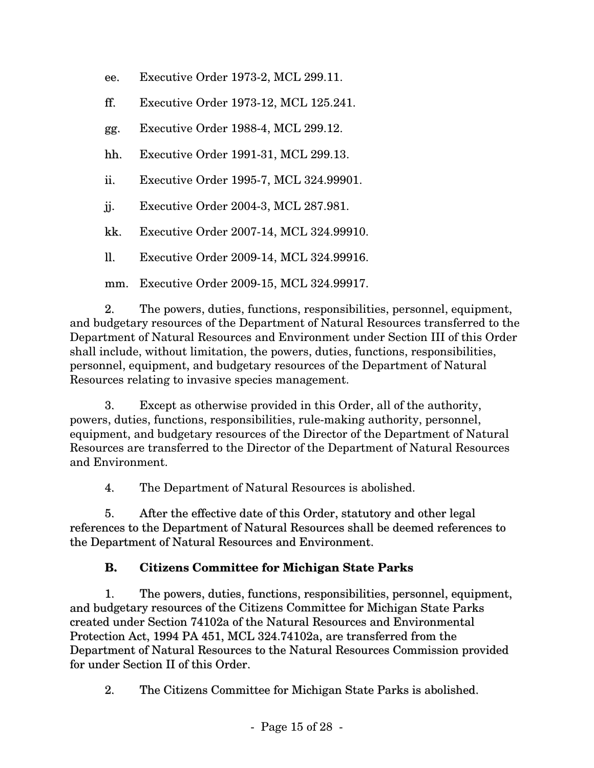ee. Executive Order 1973-2, MCL 299.11.

ff. Executive Order 1973-12, MCL 125.241.

gg. Executive Order 1988-4, MCL 299.12.

hh. Executive Order 1991-31, MCL 299.13.

ii. Executive Order 1995-7, MCL 324.99901.

jj. Executive Order 2004-3, MCL 287.981.

kk. Executive Order 2007-14, MCL 324.99910.

ll. Executive Order 2009-14, MCL 324.99916.

mm. Executive Order 2009-15, MCL 324.99917.

2. The powers, duties, functions, responsibilities, personnel, equipment, and budgetary resources of the Department of Natural Resources transferred to the Department of Natural Resources and Environment under Section III of this Order shall include, without limitation, the powers, duties, functions, responsibilities, personnel, equipment, and budgetary resources of the Department of Natural Resources relating to invasive species management.

3. Except as otherwise provided in this Order, all of the authority, powers, duties, functions, responsibilities, rule-making authority, personnel, equipment, and budgetary resources of the Director of the Department of Natural Resources are transferred to the Director of the Department of Natural Resources and Environment.

4. The Department of Natural Resources is abolished.

5. After the effective date of this Order, statutory and other legal references to the Department of Natural Resources shall be deemed references to the Department of Natural Resources and Environment.

### B. Citizens Committee for Michigan State Parks

1. The powers, duties, functions, responsibilities, personnel, equipment, and budgetary resources of the Citizens Committee for Michigan State Parks created under Section 74102a of the Natural Resources and Environmental Protection Act, 1994 PA 451, MCL 324.74102a, are transferred from the Department of Natural Resources to the Natural Resources Commission provided for under Section II of this Order.

2. The Citizens Committee for Michigan State Parks is abolished.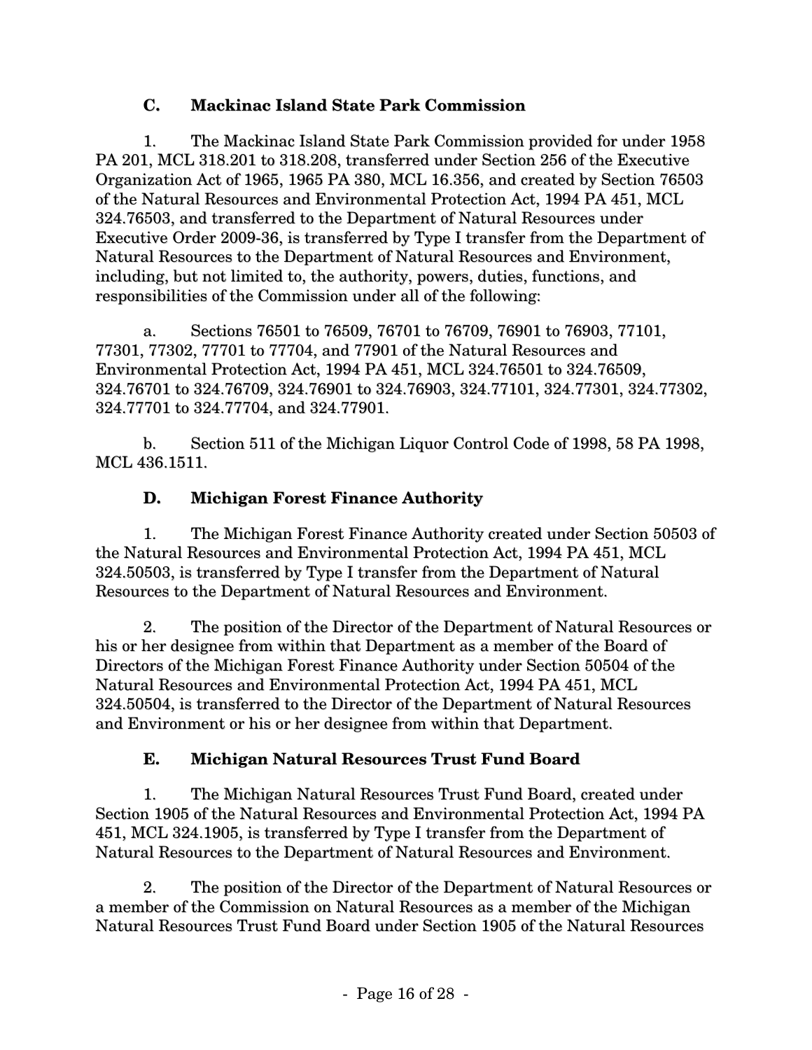### C. Mackinac Island State Park Commission

1. The Mackinac Island State Park Commission provided for under 1958 PA 201, MCL 318.201 to 318.208, transferred under Section 256 of the Executive Organization Act of 1965, 1965 PA 380, MCL 16.356, and created by Section 76503 of the Natural Resources and Environmental Protection Act, 1994 PA 451, MCL 324.76503, and transferred to the Department of Natural Resources under Executive Order 2009-36, is transferred by Type I transfer from the Department of Natural Resources to the Department of Natural Resources and Environment, including, but not limited to, the authority, powers, duties, functions, and responsibilities of the Commission under all of the following:

a. Sections 76501 to 76509, 76701 to 76709, 76901 to 76903, 77101, 77301, 77302, 77701 to 77704, and 77901 of the Natural Resources and Environmental Protection Act, 1994 PA 451, MCL 324.76501 to 324.76509, 324.76701 to 324.76709, 324.76901 to 324.76903, 324.77101, 324.77301, 324.77302, 324.77701 to 324.77704, and 324.77901.

b. Section 511 of the Michigan Liquor Control Code of 1998, 58 PA 1998, MCL 436.1511.

### D. Michigan Forest Finance Authority

1. The Michigan Forest Finance Authority created under Section 50503 of the Natural Resources and Environmental Protection Act, 1994 PA 451, MCL 324.50503, is transferred by Type I transfer from the Department of Natural Resources to the Department of Natural Resources and Environment.

2. The position of the Director of the Department of Natural Resources or his or her designee from within that Department as a member of the Board of Directors of the Michigan Forest Finance Authority under Section 50504 of the Natural Resources and Environmental Protection Act, 1994 PA 451, MCL 324.50504, is transferred to the Director of the Department of Natural Resources and Environment or his or her designee from within that Department.

### E. Michigan Natural Resources Trust Fund Board

1. The Michigan Natural Resources Trust Fund Board, created under Section 1905 of the Natural Resources and Environmental Protection Act, 1994 PA 451, MCL 324.1905, is transferred by Type I transfer from the Department of Natural Resources to the Department of Natural Resources and Environment.

2. The position of the Director of the Department of Natural Resources or a member of the Commission on Natural Resources as a member of the Michigan Natural Resources Trust Fund Board under Section 1905 of the Natural Resources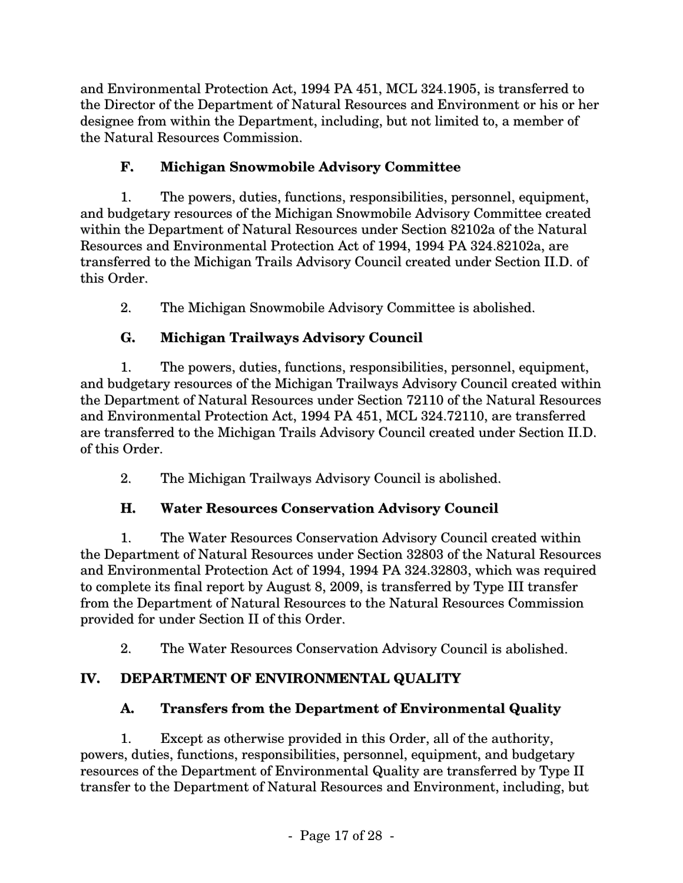and Environmental Protection Act, 1994 PA 451, MCL 324.1905, is transferred to the Director of the Department of Natural Resources and Environment or his or her designee from within the Department, including, but not limited to, a member of the Natural Resources Commission.

### F. Michigan Snowmobile Advisory Committee

1. The powers, duties, functions, responsibilities, personnel, equipment, and budgetary resources of the Michigan Snowmobile Advisory Committee created within the Department of Natural Resources under Section 82102a of the Natural Resources and Environmental Protection Act of 1994, 1994 PA 324.82102a, are transferred to the Michigan Trails Advisory Council created under Section II.D. of this Order.

2. The Michigan Snowmobile Advisory Committee is abolished.

### G. Michigan Trailways Advisory Council

1. The powers, duties, functions, responsibilities, personnel, equipment, and budgetary resources of the Michigan Trailways Advisory Council created within the Department of Natural Resources under Section 72110 of the Natural Resources and Environmental Protection Act, 1994 PA 451, MCL 324.72110, are transferred are transferred to the Michigan Trails Advisory Council created under Section II.D. of this Order.

2. The Michigan Trailways Advisory Council is abolished.

### H. Water Resources Conservation Advisory Council

1. The Water Resources Conservation Advisory Council created within the Department of Natural Resources under Section 32803 of the Natural Resources and Environmental Protection Act of 1994, 1994 PA 324.32803, which was required to complete its final report by August 8, 2009, is transferred by Type III transfer from the Department of Natural Resources to the Natural Resources Commission provided for under Section II of this Order.

2. The Water Resources Conservation Advisory Council is abolished.

## IV. DEPARTMENT OF ENVIRONMENTAL QUALITY

### A. Transfers from the Department of Environmental Quality

1. Except as otherwise provided in this Order, all of the authority, powers, duties, functions, responsibilities, personnel, equipment, and budgetary resources of the Department of Environmental Quality are transferred by Type II transfer to the Department of Natural Resources and Environment, including, but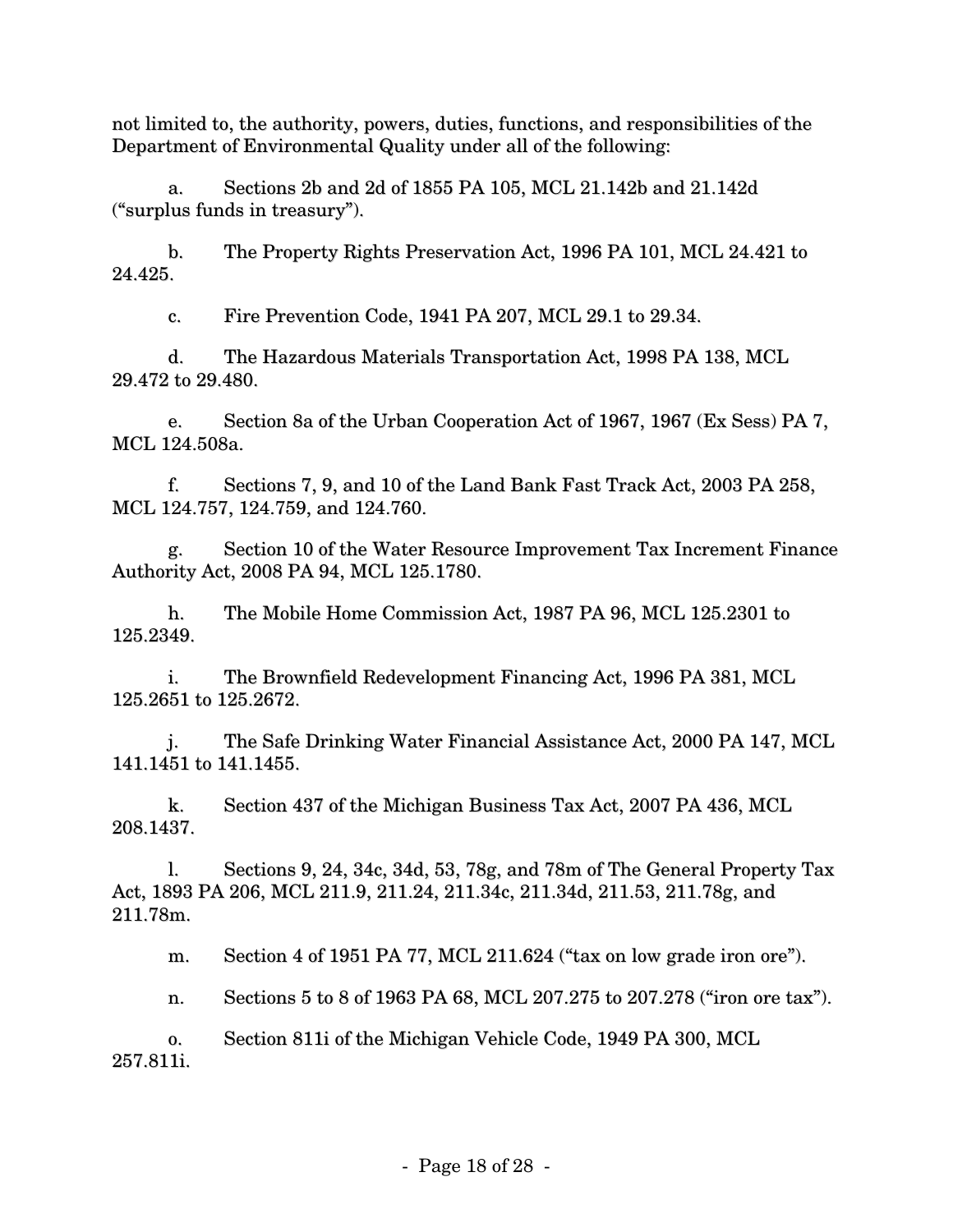not limited to, the authority, powers, duties, functions, and responsibilities of the Department of Environmental Quality under all of the following:

a. Sections 2b and 2d of 1855 PA 105, MCL 21.142b and 21.142d ("surplus funds in treasury").

b. The Property Rights Preservation Act, 1996 PA 101, MCL 24.421 to 24.425.

c. Fire Prevention Code, 1941 PA 207, MCL 29.1 to 29.34.

d. The Hazardous Materials Transportation Act, 1998 PA 138, MCL 29.472 to 29.480.

e. Section 8a of the Urban Cooperation Act of 1967, 1967 (Ex Sess) PA 7, MCL 124.508a.

f. Sections 7, 9, and 10 of the Land Bank Fast Track Act, 2003 PA 258, MCL 124.757, 124.759, and 124.760.

g. Section 10 of the Water Resource Improvement Tax Increment Finance Authority Act, 2008 PA 94, MCL 125.1780.

h. The Mobile Home Commission Act, 1987 PA 96, MCL 125.2301 to 125.2349.

i. The Brownfield Redevelopment Financing Act, 1996 PA 381, MCL 125.2651 to 125.2672.

j. The Safe Drinking Water Financial Assistance Act, 2000 PA 147, MCL 141.1451 to 141.1455.

k. Section 437 of the Michigan Business Tax Act, 2007 PA 436, MCL 208.1437.

l. Sections 9, 24, 34c, 34d, 53, 78g, and 78m of The General Property Tax Act, 1893 PA 206, MCL 211.9, 211.24, 211.34c, 211.34d, 211.53, 211.78g, and 211.78m.

m. Section 4 of 1951 PA 77, MCL 211.624 ("tax on low grade iron ore").

n. Sections 5 to 8 of 1963 PA 68, MCL 207.275 to 207.278 ("iron ore tax").

o. Section 811i of the Michigan Vehicle Code, 1949 PA 300, MCL 257.811i.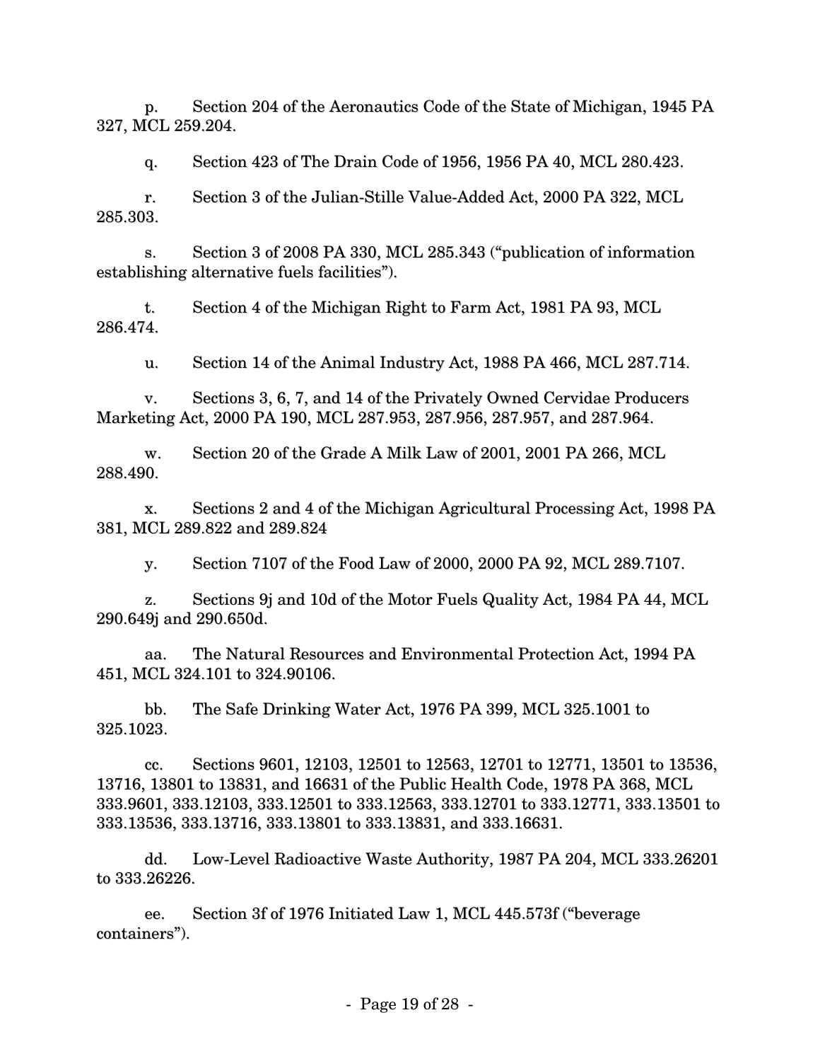p. Section 204 of the Aeronautics Code of the State of Michigan, 1945 PA 327, MCL 259.204.

q. Section 423 of The Drain Code of 1956, 1956 PA 40, MCL 280.423.

r. Section 3 of the Julian-Stille Value-Added Act, 2000 PA 322, MCL 285.303.

s. Section 3 of 2008 PA 330, MCL 285.343 ("publication of information establishing alternative fuels facilities").

t. Section 4 of the Michigan Right to Farm Act, 1981 PA 93, MCL 286.474.

u. Section 14 of the Animal Industry Act, 1988 PA 466, MCL 287.714.

v. Sections 3, 6, 7, and 14 of the Privately Owned Cervidae Producers Marketing Act, 2000 PA 190, MCL 287.953, 287.956, 287.957, and 287.964.

w. Section 20 of the Grade A Milk Law of 2001, 2001 PA 266, MCL 288.490.

x. Sections 2 and 4 of the Michigan Agricultural Processing Act, 1998 PA 381, MCL 289.822 and 289.824

y. Section 7107 of the Food Law of 2000, 2000 PA 92, MCL 289.7107.

z. Sections 9j and 10d of the Motor Fuels Quality Act, 1984 PA 44, MCL 290.649j and 290.650d.

aa. The Natural Resources and Environmental Protection Act, 1994 PA 451, MCL 324.101 to 324.90106.

bb. The Safe Drinking Water Act, 1976 PA 399, MCL 325.1001 to 325.1023.

cc. Sections 9601, 12103, 12501 to 12563, 12701 to 12771, 13501 to 13536, 13716, 13801 to 13831, and 16631 of the Public Health Code, 1978 PA 368, MCL 333.9601, 333.12103, 333.12501 to 333.12563, 333.12701 to 333.12771, 333.13501 to 333.13536, 333.13716, 333.13801 to 333.13831, and 333.16631.

dd. Low-Level Radioactive Waste Authority, 1987 PA 204, MCL 333.26201 to 333.26226.

ee. Section 3f of 1976 Initiated Law 1, MCL 445.573f ("beverage containers").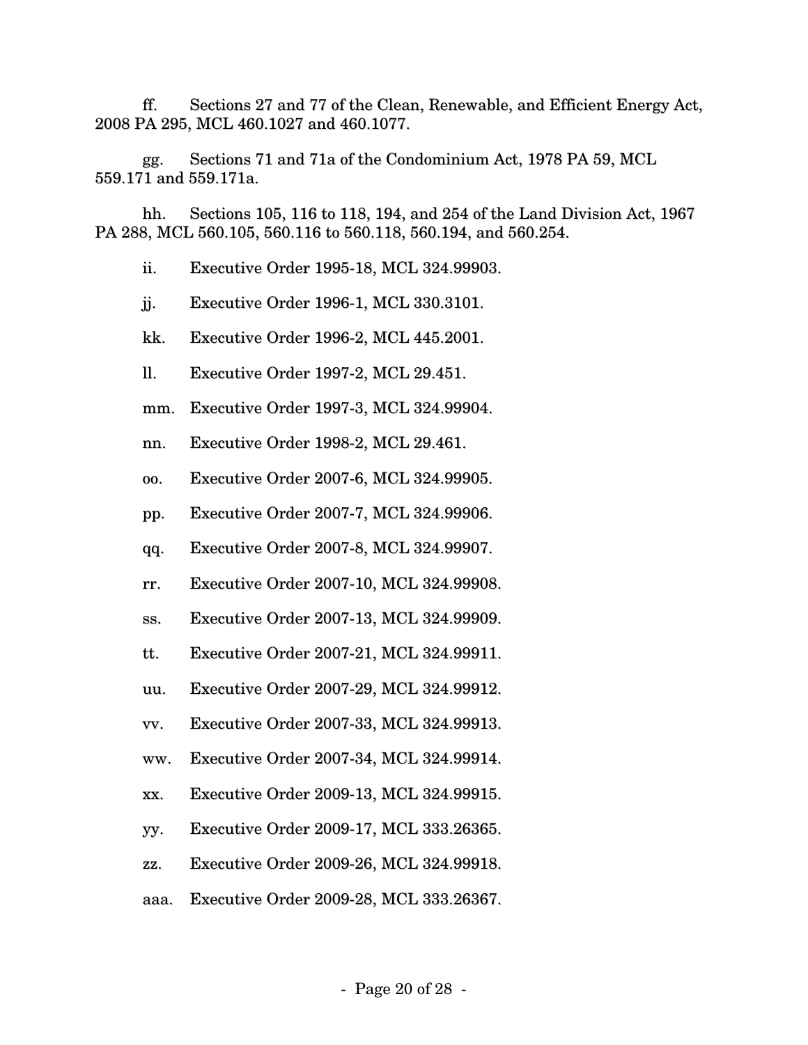ff. Sections 27 and 77 of the Clean, Renewable, and Efficient Energy Act, 2008 PA 295, MCL 460.1027 and 460.1077.

gg. Sections 71 and 71a of the Condominium Act, 1978 PA 59, MCL 559.171 and 559.171a.

hh. Sections 105, 116 to 118, 194, and 254 of the Land Division Act, 1967 PA 288, MCL 560.105, 560.116 to 560.118, 560.194, and 560.254.

ii. Executive Order 1995-18, MCL 324.99903.

jj. Executive Order 1996-1, MCL 330.3101.

kk. Executive Order 1996-2, MCL 445.2001.

ll. Executive Order 1997-2, MCL 29.451.

mm. Executive Order 1997-3, MCL 324.99904.

nn. Executive Order 1998-2, MCL 29.461.

oo. Executive Order 2007-6, MCL 324.99905.

pp. Executive Order 2007-7, MCL 324.99906.

qq. Executive Order 2007-8, MCL 324.99907.

rr. Executive Order 2007-10, MCL 324.99908.

ss. Executive Order 2007-13, MCL 324.99909.

tt. Executive Order 2007-21, MCL 324.99911.

uu. Executive Order 2007-29, MCL 324.99912.

vv. Executive Order 2007-33, MCL 324.99913.

ww. Executive Order 2007-34, MCL 324.99914.

xx. Executive Order 2009-13, MCL 324.99915.

yy. Executive Order 2009-17, MCL 333.26365.

zz. Executive Order 2009-26, MCL 324.99918.

aaa. Executive Order 2009-28, MCL 333.26367.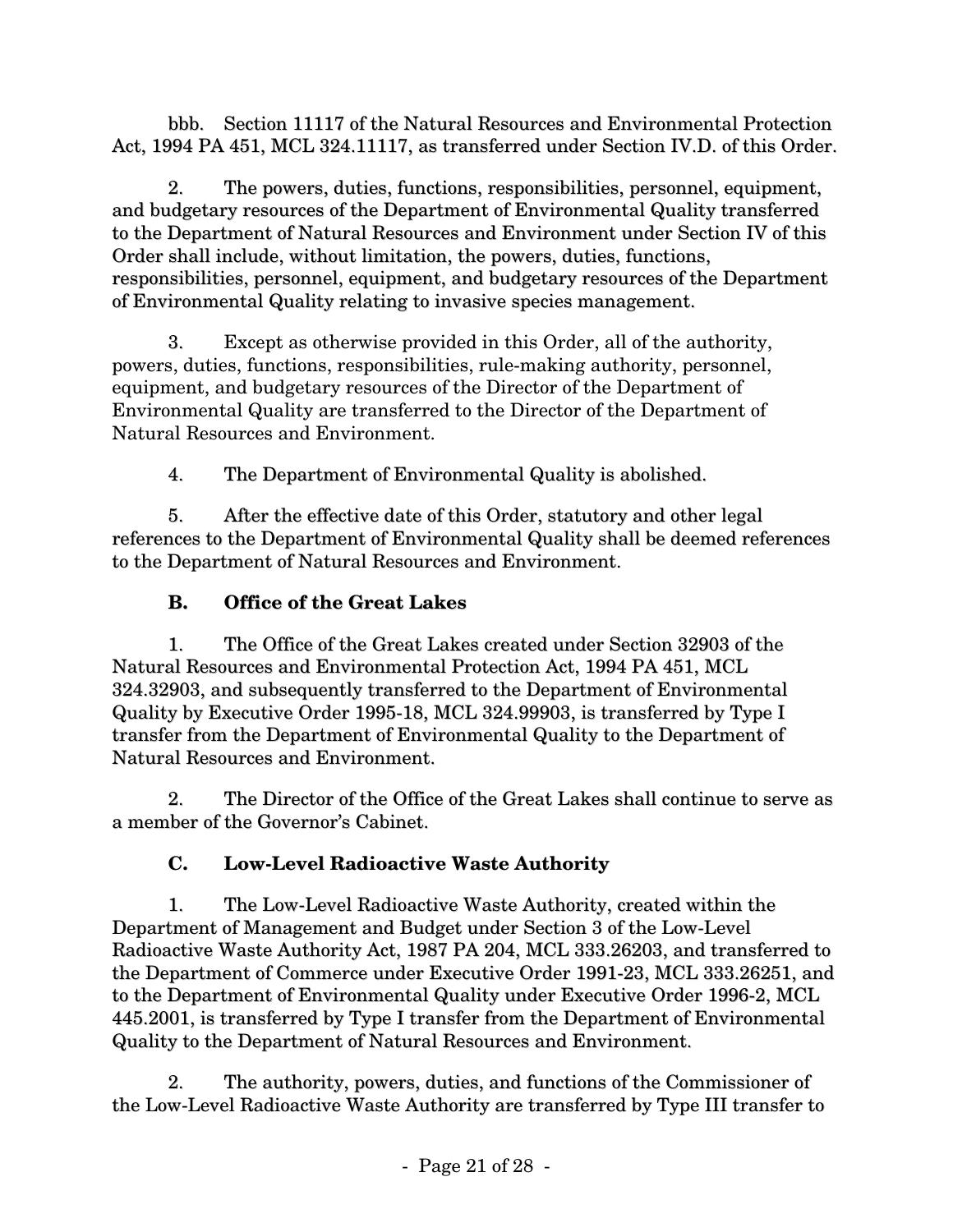bbb. Section 11117 of the Natural Resources and Environmental Protection Act, 1994 PA 451, MCL 324.11117, as transferred under Section IV.D. of this Order.

2. The powers, duties, functions, responsibilities, personnel, equipment, and budgetary resources of the Department of Environmental Quality transferred to the Department of Natural Resources and Environment under Section IV of this Order shall include, without limitation, the powers, duties, functions, responsibilities, personnel, equipment, and budgetary resources of the Department of Environmental Quality relating to invasive species management.

3. Except as otherwise provided in this Order, all of the authority, powers, duties, functions, responsibilities, rule-making authority, personnel, equipment, and budgetary resources of the Director of the Department of Environmental Quality are transferred to the Director of the Department of Natural Resources and Environment.

4. The Department of Environmental Quality is abolished.

5. After the effective date of this Order, statutory and other legal references to the Department of Environmental Quality shall be deemed references to the Department of Natural Resources and Environment.

**B. Office of the Great Lakes**

1. The Office of the Great Lakes created under Section 32903 of the Natural Resources and Environmental Protection Act, 1994 PA 451, MCL 324.32903, and subsequently transferred to the Department of Environmental Quality by Executive Order 1995-18, MCL 324.99903, is transferred by Type I transfer from the Department of Environmental Quality to the Department of Natural Resources and Environment.

2. The Director of the Office of the Great Lakes shall continue to serve as a member of the Governor's Cabinet.

**C. Low-Level Radioactive Waste Authority**

1. The Low-Level Radioactive Waste Authority, created within the Department of Management and Budget under Section 3 of the Low-Level Radioactive Waste Authority Act, 1987 PA 204, MCL 333.26203, and transferred to the Department of Commerce under Executive Order 1991-23, MCL 333.26251, and to the Department of Environmental Quality under Executive Order 1996-2, MCL 445.2001, is transferred by Type I transfer from the Department of Environmental Quality to the Department of Natural Resources and Environment.

2. The authority, powers, duties, and functions of the Commissioner of the Low-Level Radioactive Waste Authority are transferred by Type III transfer to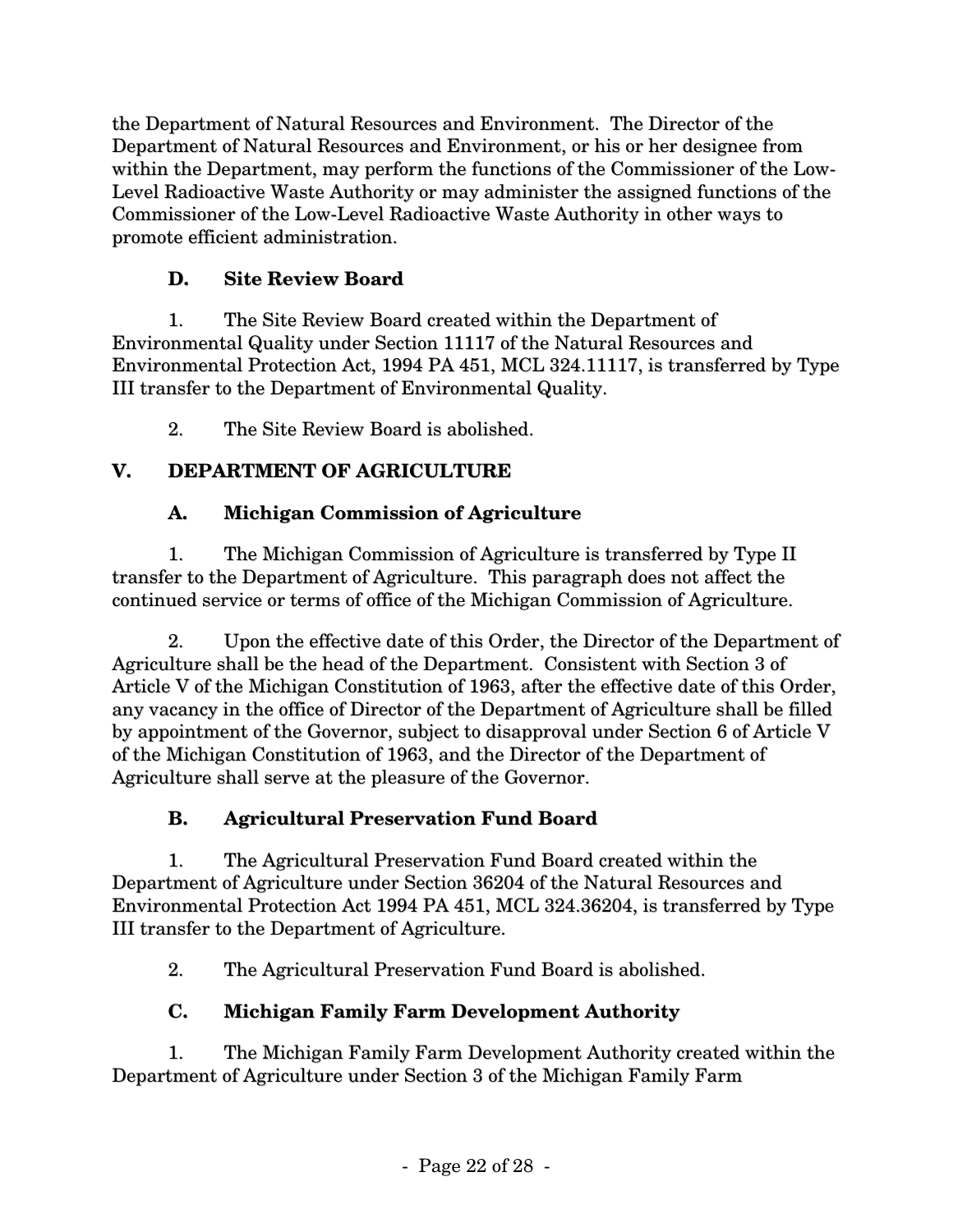the Department of Natural Resources and Environment. The Director of the Department of Natural Resources and Environment, or his or her designee from within the Department, may perform the functions of the Commissioner of the Low-Level Radioactive Waste Authority or may administer the assigned functions of the Commissioner of the Low-Level Radioactive Waste Authority in other ways to promote efficient administration.

### D. Site Review Board

1. The Site Review Board created within the Department of Environmental Quality under Section 11117 of the Natural Resources and Environmental Protection Act, 1994 PA 451, MCL 324.11117, is transferred by Type III transfer to the Department of Environmental Quality.

2. The Site Review Board is abolished.

## V. DEPARTMENT OF AGRICULTURE

### A. Michigan Commission of Agriculture

1. The Michigan Commission of Agriculture is transferred by Type II transfer to the Department of Agriculture. This paragraph does not affect the continued service or terms of office of the Michigan Commission of Agriculture.

2. Upon the effective date of this Order, the Director of the Department of Agriculture shall be the head of the Department. Consistent with Section 3 of Article V of the Michigan Constitution of 1963, after the effective date of this Order, any vacancy in the office of Director of the Department of Agriculture shall be filled by appointment of the Governor, subject to disapproval under Section 6 of Article V of the Michigan Constitution of 1963, and the Director of the Department of Agriculture shall serve at the pleasure of the Governor.

### B. Agricultural Preservation Fund Board

1. The Agricultural Preservation Fund Board created within the Department of Agriculture under Section 36204 of the Natural Resources and Environmental Protection Act 1994 PA 451, MCL 324.36204, is transferred by Type III transfer to the Department of Agriculture.

2. The Agricultural Preservation Fund Board is abolished.

### C. Michigan Family Farm Development Authority

1. The Michigan Family Farm Development Authority created within the Department of Agriculture under Section 3 of the Michigan Family Farm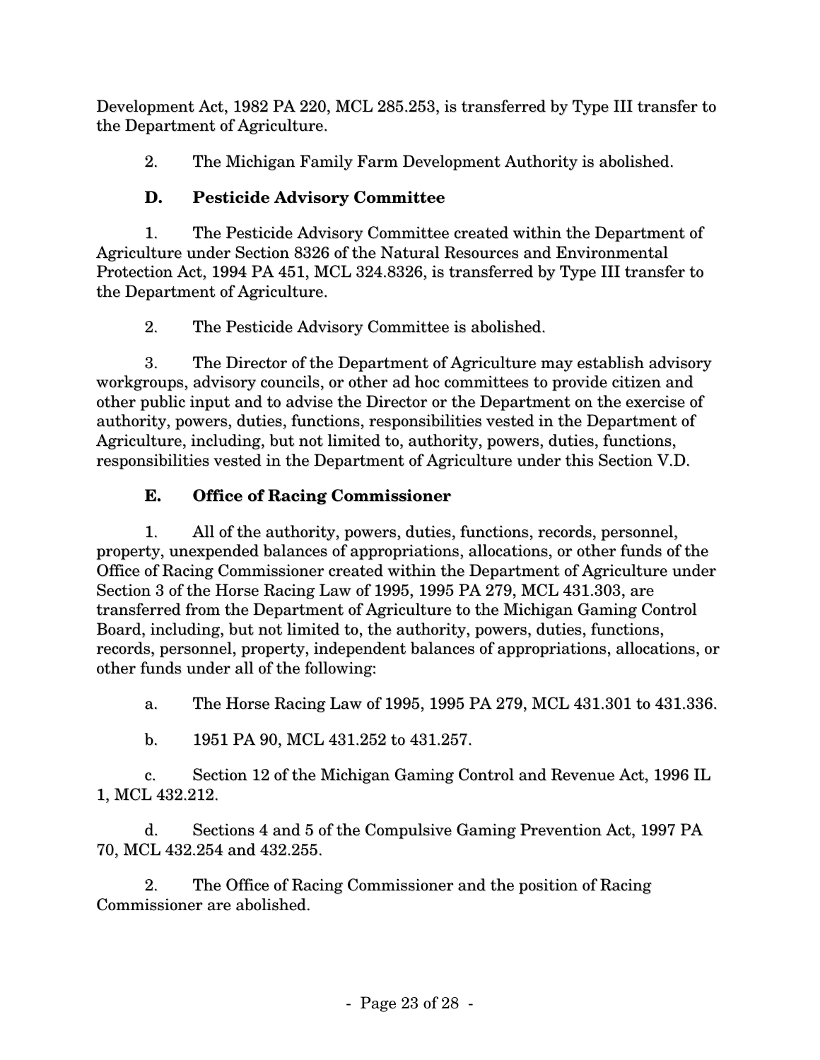Development Act, 1982 PA 220, MCL 285.253, is transferred by Type III transfer to the Department of Agriculture.

2. The Michigan Family Farm Development Authority is abolished.

### D. Pesticide Advisory Committee

1. The Pesticide Advisory Committee created within the Department of Agriculture under Section 8326 of the Natural Resources and Environmental Protection Act, 1994 PA 451, MCL 324.8326, is transferred by Type III transfer to the Department of Agriculture.

2. The Pesticide Advisory Committee is abolished.

3. The Director of the Department of Agriculture may establish advisory workgroups, advisory councils, or other ad hoc committees to provide citizen and other public input and to advise the Director or the Department on the exercise of authority, powers, duties, functions, responsibilities vested in the Department of Agriculture, including, but not limited to, authority, powers, duties, functions, responsibilities vested in the Department of Agriculture under this Section V.D.

### E. Office of Racing Commissioner

1. All of the authority, powers, duties, functions, records, personnel, property, unexpended balances of appropriations, allocations, or other funds of the Office of Racing Commissioner created within the Department of Agriculture under Section 3 of the Horse Racing Law of 1995, 1995 PA 279, MCL 431.303, are transferred from the Department of Agriculture to the Michigan Gaming Control Board, including, but not limited to, the authority, powers, duties, functions, records, personnel, property, independent balances of appropriations, allocations, or other funds under all of the following:

   a. The Horse Racing Law of 1995, 1995 PA 279, MCL 431.301 to 431.336.

   b. 1951 PA 90, MCL 431.252 to 431.257.

   c. Section 12 of the Michigan Gaming Control and Revenue Act, 1996 IL 1, MCL 432.212.

   d. Sections 4 and 5 of the Compulsive Gaming Prevention Act, 1997 PA 70, MCL 432.254 and 432.255.

2. The Office of Racing Commissioner and the position of Racing Commissioner are abolished.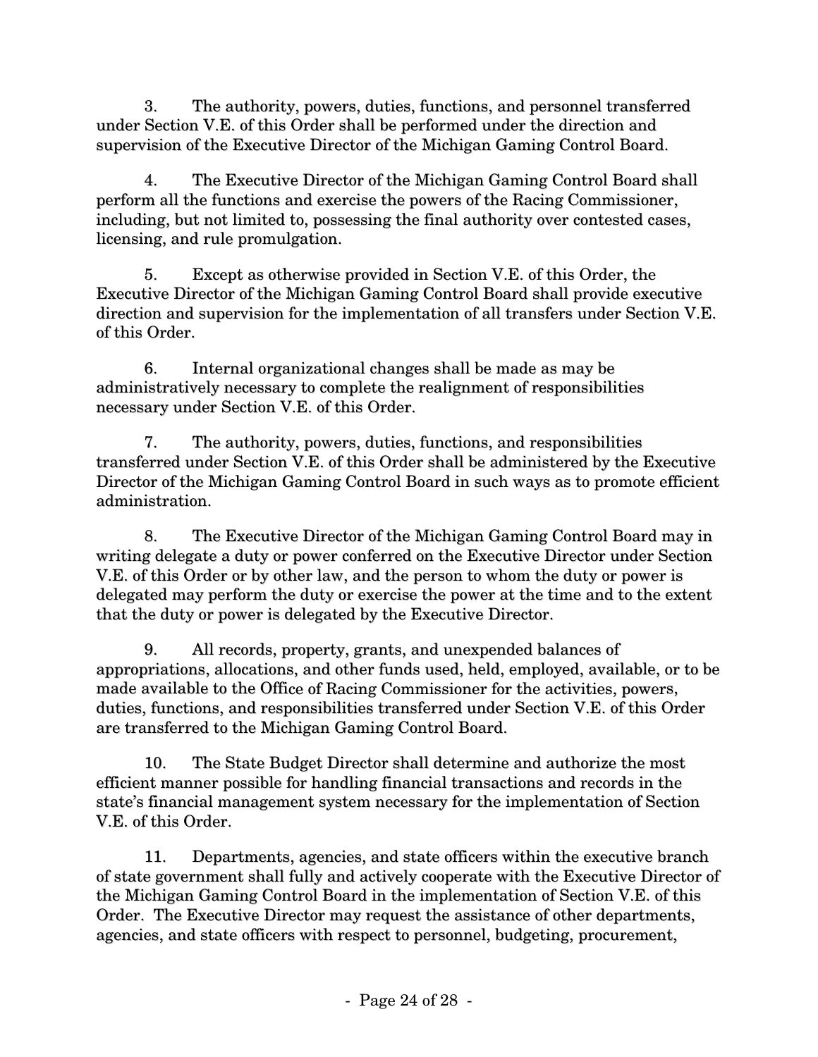3. The authority, powers, duties, functions, and personnel transferred under Section V.E. of this Order shall be performed under the direction and supervision of the Executive Director of the Michigan Gaming Control Board.

4. The Executive Director of the Michigan Gaming Control Board shall perform all the functions and exercise the powers of the Racing Commissioner, including, but not limited to, possessing the final authority over contested cases, licensing, and rule promulgation.

5. Except as otherwise provided in Section V.E. of this Order, the Executive Director of the Michigan Gaming Control Board shall provide executive direction and supervision for the implementation of all transfers under Section V.E. of this Order.

6. Internal organizational changes shall be made as may be administratively necessary to complete the realignment of responsibilities necessary under Section V.E. of this Order.

7. The authority, powers, duties, functions, and responsibilities transferred under Section V.E. of this Order shall be administered by the Executive Director of the Michigan Gaming Control Board in such ways as to promote efficient administration.

8. The Executive Director of the Michigan Gaming Control Board may in writing delegate a duty or power conferred on the Executive Director under Section V.E. of this Order or by other law, and the person to whom the duty or power is delegated may perform the duty or exercise the power at the time and to the extent that the duty or power is delegated by the Executive Director.

9. All records, property, grants, and unexpended balances of appropriations, allocations, and other funds used, held, employed, available, or to be made available to the Office of Racing Commissioner for the activities, powers, duties, functions, and responsibilities transferred under Section V.E. of this Order are transferred to the Michigan Gaming Control Board.

10. The State Budget Director shall determine and authorize the most efficient manner possible for handling financial transactions and records in the state's financial management system necessary for the implementation of Section V.E. of this Order.

11. Departments, agencies, and state officers within the executive branch of state government shall fully and actively cooperate with the Executive Director of the Michigan Gaming Control Board in the implementation of Section V.E. of this Order. The Executive Director may request the assistance of other departments, agencies, and state officers with respect to personnel, budgeting, procurement,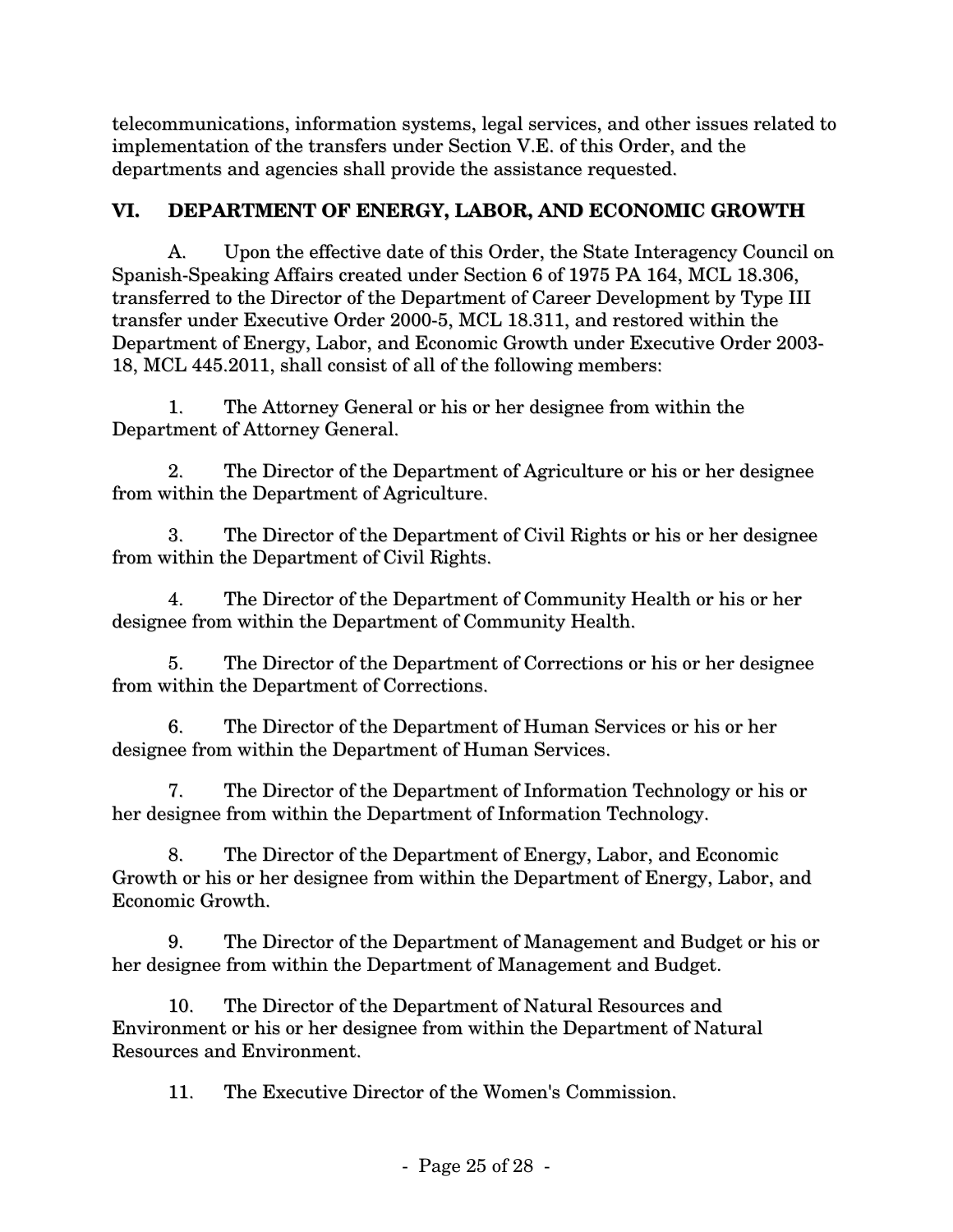telecommunications, information systems, legal services, and other issues related to implementation of the transfers under Section V.E. of this Order, and the departments and agencies shall provide the assistance requested.

## VI. DEPARTMENT OF ENERGY, LABOR, AND ECONOMIC GROWTH

A. Upon the effective date of this Order, the State Interagency Council on Spanish-Speaking Affairs created under Section 6 of 1975 PA 164, MCL 18.306, transferred to the Director of the Department of Career Development by Type III transfer under Executive Order 2000-5, MCL 18.311, and restored within the Department of Energy, Labor, and Economic Growth under Executive Order 2003-18, MCL 445.2011, shall consist of all of the following members:

1. The Attorney General or his or her designee from within the Department of Attorney General.

2. The Director of the Department of Agriculture or his or her designee from within the Department of Agriculture.

3. The Director of the Department of Civil Rights or his or her designee from within the Department of Civil Rights.

4. The Director of the Department of Community Health or his or her designee from within the Department of Community Health.

5. The Director of the Department of Corrections or his or her designee from within the Department of Corrections.

6. The Director of the Department of Human Services or his or her designee from within the Department of Human Services.

7. The Director of the Department of Information Technology or his or her designee from within the Department of Information Technology.

8. The Director of the Department of Energy, Labor, and Economic Growth or his or her designee from within the Department of Energy, Labor, and Economic Growth.

9. The Director of the Department of Management and Budget or his or her designee from within the Department of Management and Budget.

10. The Director of the Department of Natural Resources and Environment or his or her designee from within the Department of Natural Resources and Environment.

11. The Executive Director of the Women's Commission.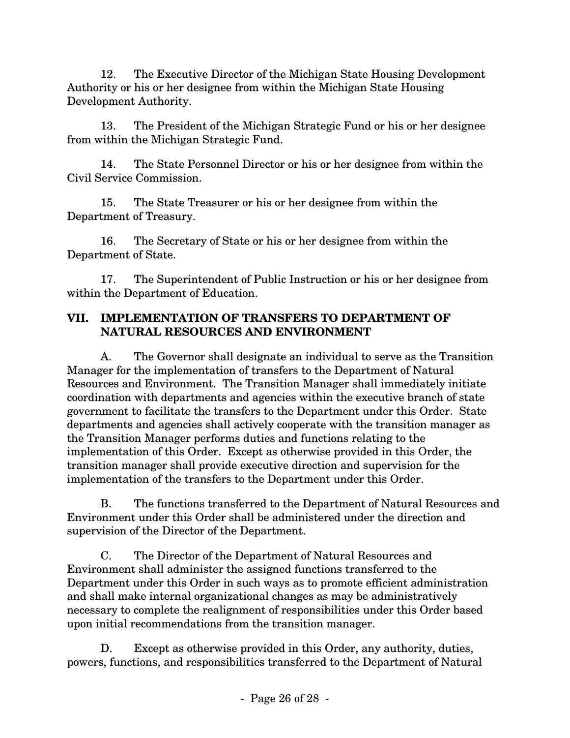12. The Executive Director of the Michigan State Housing Development Authority or his or her designee from within the Michigan State Housing Development Authority.

13. The President of the Michigan Strategic Fund or his or her designee from within the Michigan Strategic Fund.

14. The State Personnel Director or his or her designee from within the Civil Service Commission.

15. The State Treasurer or his or her designee from within the Department of Treasury.

16. The Secretary of State or his or her designee from within the Department of State.

17. The Superintendent of Public Instruction or his or her designee from within the Department of Education.

## VII. IMPLEMENTATION OF TRANSFERS TO DEPARTMENT OF NATURAL RESOURCES AND ENVIRONMENT

A. The Governor shall designate an individual to serve as the Transition Manager for the implementation of transfers to the Department of Natural Resources and Environment. The Transition Manager shall immediately initiate coordination with departments and agencies within the executive branch of state government to facilitate the transfers to the Department under this Order. State departments and agencies shall actively cooperate with the transition manager as the Transition Manager performs duties and functions relating to the implementation of this Order. Except as otherwise provided in this Order, the transition manager shall provide executive direction and supervision for the implementation of the transfers to the Department under this Order.

B. The functions transferred to the Department of Natural Resources and Environment under this Order shall be administered under the direction and supervision of the Director of the Department.

C. The Director of the Department of Natural Resources and Environment shall administer the assigned functions transferred to the Department under this Order in such ways as to promote efficient administration and shall make internal organizational changes as may be administratively necessary to complete the realignment of responsibilities under this Order based upon initial recommendations from the transition manager.

D. Except as otherwise provided in this Order, any authority, duties, powers, functions, and responsibilities transferred to the Department of Natural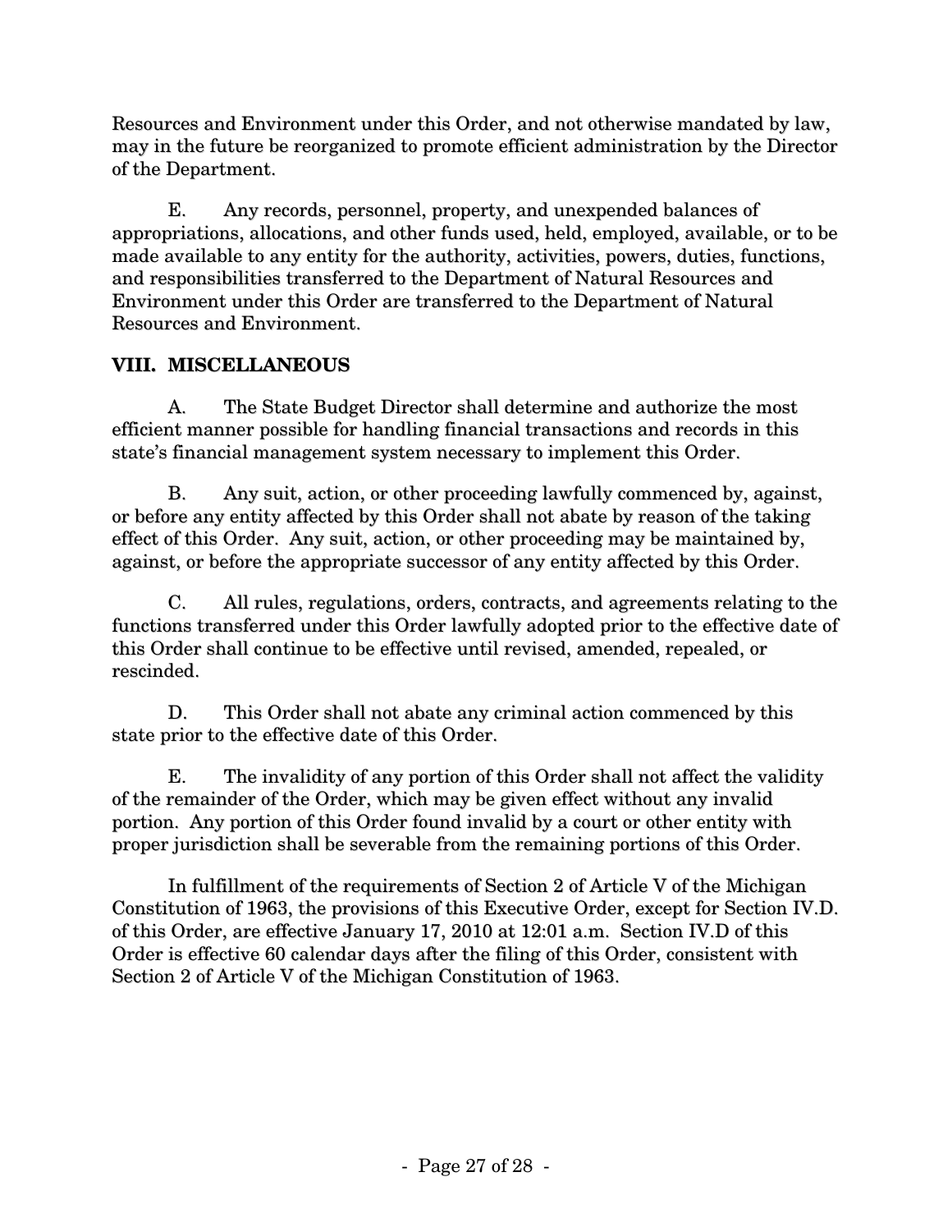Resources and Environment under this Order, and not otherwise mandated by law, may in the future be reorganized to promote efficient administration by the Director of the Department.

E. Any records, personnel, property, and unexpended balances of appropriations, allocations, and other funds used, held, employed, available, or to be made available to any entity for the authority, activities, powers, duties, functions, and responsibilities transferred to the Department of Natural Resources and Environment under this Order are transferred to the Department of Natural Resources and Environment.

## VIII. MISCELLANEOUS

A. The State Budget Director shall determine and authorize the most efficient manner possible for handling financial transactions and records in this state's financial management system necessary to implement this Order.

B. Any suit, action, or other proceeding lawfully commenced by, against, or before any entity affected by this Order shall not abate by reason of the taking effect of this Order. Any suit, action, or other proceeding may be maintained by, against, or before the appropriate successor of any entity affected by this Order.

C. All rules, regulations, orders, contracts, and agreements relating to the functions transferred under this Order lawfully adopted prior to the effective date of this Order shall continue to be effective until revised, amended, repealed, or rescinded.

D. This Order shall not abate any criminal action commenced by this state prior to the effective date of this Order.

E. The invalidity of any portion of this Order shall not affect the validity of the remainder of the Order, which may be given effect without any invalid portion. Any portion of this Order found invalid by a court or other entity with proper jurisdiction shall be severable from the remaining portions of this Order.

In fulfillment of the requirements of Section 2 of Article V of the Michigan Constitution of 1963, the provisions of this Executive Order, except for Section IV.D. of this Order, are effective January 17, 2010 at 12:01 a.m. Section IV.D of this Order is effective 60 calendar days after the filing of this Order, consistent with Section 2 of Article V of the Michigan Constitution of 1963.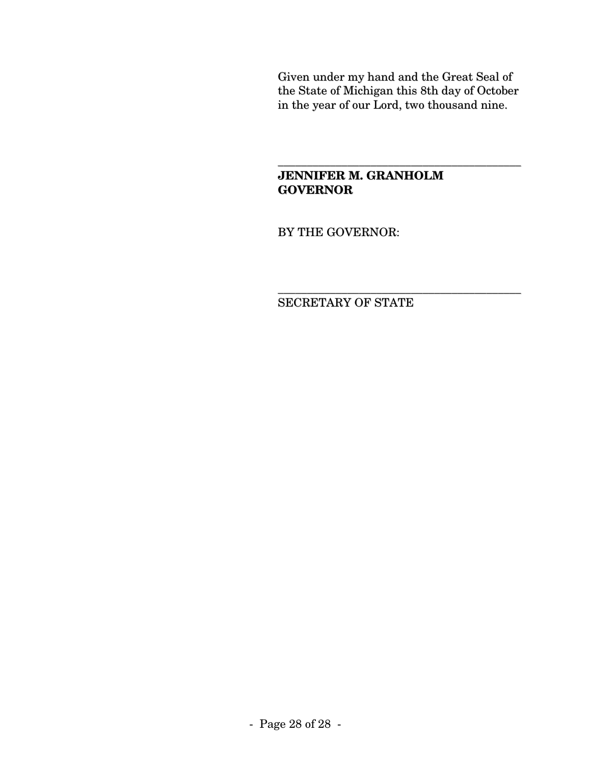Given under my hand and the Great Seal of the State of Michigan this 8th day of October in the year of our Lord, two thousand nine.

\_\_\_\_\_\_\_\_\_\_\_\_\_\_\_\_\_\_\_\_\_\_\_\_\_\_\_\_\_\_\_\_\_\_\_\_\_\_\_\_

**JENNIFER M. GRANHOLM**
**GOVERNOR**

BY THE GOVERNOR:

\_\_\_\_\_\_\_\_\_\_\_\_\_\_\_\_\_\_\_\_\_\_\_\_\_\_\_\_\_\_\_\_\_\_\_\_\_\_\_\_

SECRETARY OF STATE